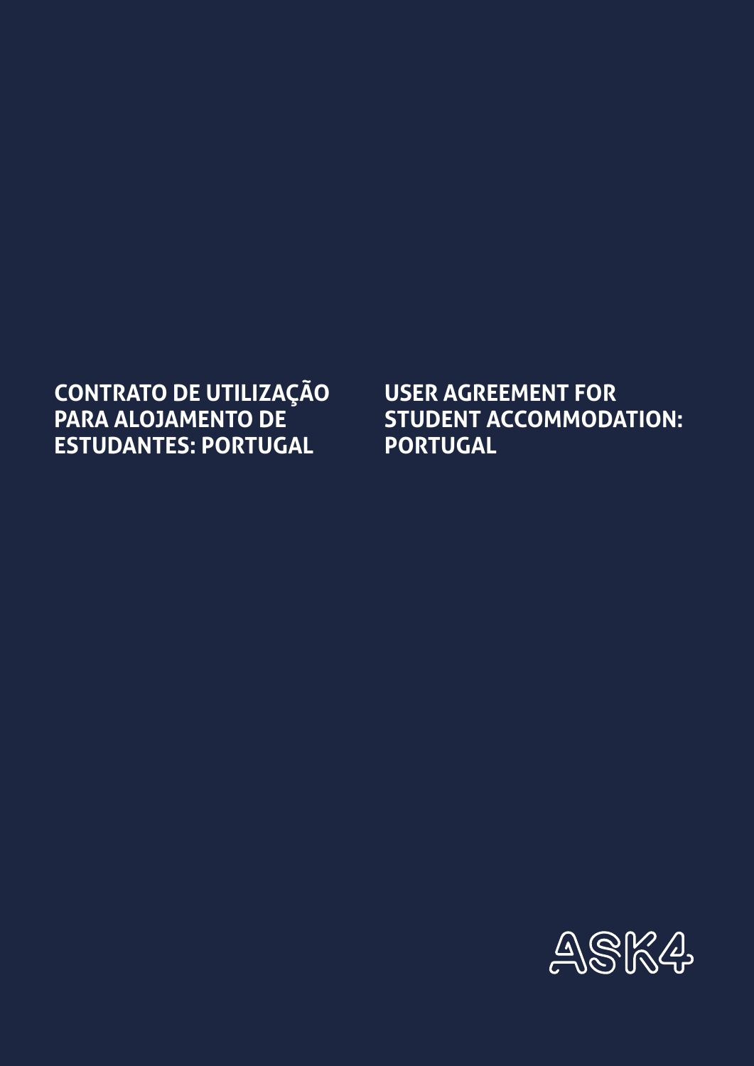# CONTRATO DE UTILIZAÇÃO PARA ALOJAMENTO DE ESTUDANTES: PORTUGAL

# USER AGREEMENT FOR STUDENT ACCOMMODATION: PORTUGAL

ASK4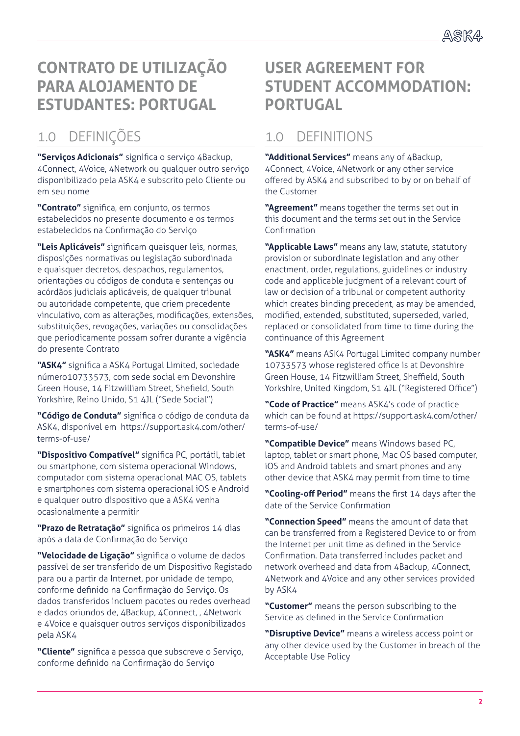# CONTRATO DE UTILIZAÇÃO PARA ALOJAMENTO DE ESTUDANTES: PORTUGAL

## 1.0 DEFINIÇÕES

**"Serviços Adicionais"** significa o serviço 4Backup, 4Connect, 4Voice, 4Network ou qualquer outro serviço disponibilizado pela ASK4 e subscrito pelo Cliente ou em seu nome

**"Contrato"** significa, em conjunto, os termos estabelecidos no presente documento e os termos estabelecidos na Confirmação do Serviço

**"Leis Aplicáveis"** significam quaisquer leis, normas, disposições normativas ou legislação subordinada e quaisquer decretos, despachos, regulamentos, orientações ou códigos de conduta e sentenças ou acórdãos judiciais aplicáveis, de qualquer tribunal ou autoridade competente, que criem precedente vinculativo, com as alterações, modificações, extensões, substituições, revogações, variações ou consolidações que periodicamente possam sofrer durante a vigência do presente Contrato

**"ASK4"** significa a ASK4 Portugal Limited, sociedade número10733573, com sede social em Devonshire Green House, 14 Fitzwilliam Street, Shefield, South Yorkshire, Reino Unido, S1 4JL ("Sede Social")

**"Código de Conduta"** significa o código de conduta da ASK4, disponível em https://support.ask4.com/other/terms-of-use/

**"Dispositivo Compatível"** significa PC, portátil, tablet ou smartphone, com sistema operacional Windows, computador com sistema operacional MAC OS, tablets e smartphones com sistema operacional iOS e Android e qualquer outro dispositivo que a ASK4 venha ocasionalmente a permitir

**"Prazo de Retratação"** significa os primeiros 14 dias após a data de Confirmação do Serviço

**"Velocidade de Ligação"** significa o volume de dados passível de ser transferido de um Dispositivo Registado para ou a partir da Internet, por unidade de tempo, conforme definido na Confirmação do Serviço. Os dados transferidos incluem pacotes ou redes overhead e dados oriundos de, 4Backup, 4Connect, , 4Network e 4Voice e quaisquer outros serviços disponibilizados pela ASK4

**"Cliente"** significa a pessoa que subscreve o Serviço, conforme definido na Confirmação do Serviço

# USER AGREEMENT FOR STUDENT ACCOMMODATION: PORTUGAL

## 1.0 DEFINITIONS

**"Additional Services"** means any of 4Backup, 4Connect, 4Voice, 4Network or any other service offered by ASK4 and subscribed to by or on behalf of the Customer

**"Agreement"** means together the terms set out in this document and the terms set out in the Service Confirmation

**"Applicable Laws"** means any law, statute, statutory provision or subordinate legislation and any other enactment, order, regulations, guidelines or industry code and applicable judgment of a relevant court of law or decision of a tribunal or competent authority which creates binding precedent, as may be amended, modified, extended, substituted, superseded, varied, replaced or consolidated from time to time during the continuance of this Agreement

**"ASK4"** means ASK4 Portugal Limited company number 10733573 whose registered office is at Devonshire Green House, 14 Fitzwilliam Street, Sheffield, South Yorkshire, United Kingdom, S1 4JL ("Registered Office")

**"Code of Practice"** means ASK4's code of practice which can be found at https://support.ask4.com/other/terms-of-use/

**"Compatible Device"** means Windows based PC, laptop, tablet or smart phone, Mac OS based computer, iOS and Android tablets and smart phones and any other device that ASK4 may permit from time to time

**"Cooling-off Period"** means the first 14 days after the date of the Service Confirmation

**"Connection Speed"** means the amount of data that can be transferred from a Registered Device to or from the Internet per unit time as defined in the Service Confirmation. Data transferred includes packet and network overhead and data from 4Backup, 4Connect, 4Network and 4Voice and any other services provided by ASK4

**"Customer"** means the person subscribing to the Service as defined in the Service Confirmation

**"Disruptive Device"** means a wireless access point or any other device used by the Customer in breach of the Acceptable Use Policy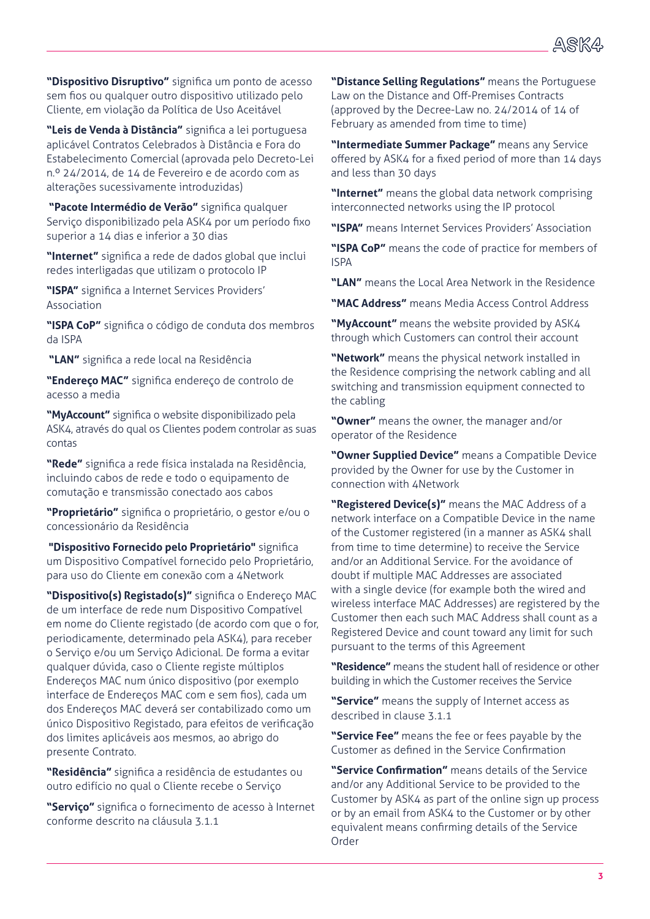**"Dispositivo Disruptivo"** significa um ponto de acesso sem fios ou qualquer outro dispositivo utilizado pelo Cliente, em violação da Política de Uso Aceitável

**"Leis de Venda à Distância"** significa a lei portuguesa aplicável Contratos Celebrados à Distância e Fora do Estabelecimento Comercial (aprovada pelo Decreto-Lei n.º 24/2014, de 14 de Fevereiro e de acordo com as alterações sucessivamente introduzidas)

**"Pacote Intermédio de Verão"** significa qualquer Serviço disponibilizado pela ASK4 por um período fixo superior a 14 dias e inferior a 30 dias

**"Internet"** significa a rede de dados global que inclui redes interligadas que utilizam o protocolo IP

**"ISPA"** significa a Internet Services Providers' Association

**"ISPA CoP"** significa o código de conduta dos membros da ISPA

**"LAN"** significa a rede local na Residência

**"Endereço MAC"** significa endereço de controlo de acesso a media

**"MyAccount"** significa o website disponibilizado pela ASK4, através do qual os Clientes podem controlar as suas contas

**"Rede"** significa a rede física instalada na Residência, incluindo cabos de rede e todo o equipamento de comutação e transmissão conectado aos cabos

**"Proprietário"** significa o proprietário, o gestor e/ou o concessionário da Residência

**"Dispositivo Fornecido pelo Proprietário"** significa um Dispositivo Compatível fornecido pelo Proprietário, para uso do Cliente em conexão com a 4Network

**"Dispositivo(s) Registado(s)"** significa o Endereço MAC de um interface de rede num Dispositivo Compatível em nome do Cliente registado (de acordo com que o for, periodicamente, determinado pela ASK4), para receber o Serviço e/ou um Serviço Adicional. De forma a evitar qualquer dúvida, caso o Cliente registe múltiplos Endereços MAC num único dispositivo (por exemplo interface de Endereços MAC com e sem fios), cada um dos Endereços MAC deverá ser contabilizado como um único Dispositivo Registado, para efeitos de verificação dos limites aplicáveis aos mesmos, ao abrigo do presente Contrato.

**"Residência"** significa a residência de estudantes ou outro edifício no qual o Cliente recebe o Serviço

**"Serviço"** significa o fornecimento de acesso à Internet conforme descrito na cláusula 3.1.1

**"Distance Selling Regulations"** means the Portuguese Law on the Distance and Off-Premises Contracts (approved by the Decree-Law no. 24/2014 of 14 of February as amended from time to time)

**"Intermediate Summer Package"** means any Service offered by ASK4 for a fixed period of more than 14 days and less than 30 days

**"Internet"** means the global data network comprising interconnected networks using the IP protocol

**"ISPA"** means Internet Services Providers' Association

**"ISPA CoP"** means the code of practice for members of ISPA

**"LAN"** means the Local Area Network in the Residence

**"MAC Address"** means Media Access Control Address

**"MyAccount"** means the website provided by ASK4 through which Customers can control their account

**"Network"** means the physical network installed in the Residence comprising the network cabling and all switching and transmission equipment connected to the cabling

**"Owner"** means the owner, the manager and/or operator of the Residence

**"Owner Supplied Device"** means a Compatible Device provided by the Owner for use by the Customer in connection with 4Network

**"Registered Device(s)"** means the MAC Address of a network interface on a Compatible Device in the name of the Customer registered (in a manner as ASK4 shall from time to time determine) to receive the Service and/or an Additional Service. For the avoidance of doubt if multiple MAC Addresses are associated with a single device (for example both the wired and wireless interface MAC Addresses) are registered by the Customer then each such MAC Address shall count as a Registered Device and count toward any limit for such pursuant to the terms of this Agreement

**"Residence"** means the student hall of residence or other building in which the Customer receives the Service

**"Service"** means the supply of Internet access as described in clause 3.1.1

**"Service Fee"** means the fee or fees payable by the Customer as defined in the Service Confirmation

**"Service Confirmation"** means details of the Service and/or any Additional Service to be provided to the Customer by ASK4 as part of the online sign up process or by an email from ASK4 to the Customer or by other equivalent means confirming details of the Service Order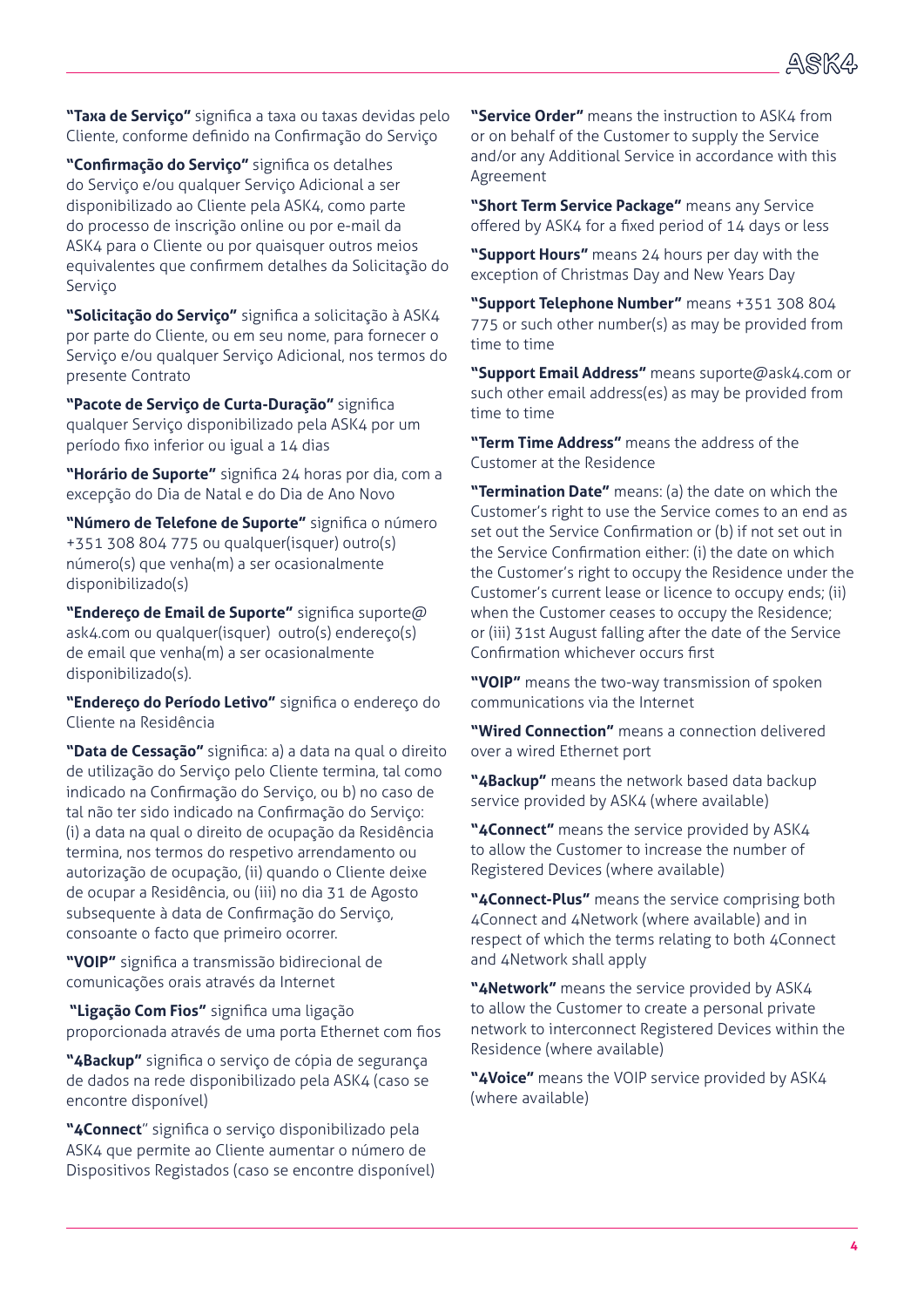**"Taxa de Serviço"** significa a taxa ou taxas devidas pelo Cliente, conforme definido na Confirmação do Serviço

**"Confirmação do Serviço"** significa os detalhes do Serviço e/ou qualquer Serviço Adicional a ser disponibilizado ao Cliente pela ASK4, como parte do processo de inscrição online ou por e-mail da ASK4 para o Cliente ou por quaisquer outros meios equivalentes que confirmem detalhes da Solicitação do Serviço

**"Solicitação do Serviço"** significa a solicitação à ASK4 por parte do Cliente, ou em seu nome, para fornecer o Serviço e/ou qualquer Serviço Adicional, nos termos do presente Contrato

**"Pacote de Serviço de Curta-Duração"** significa qualquer Serviço disponibilizado pela ASK4 por um período fixo inferior ou igual a 14 dias

**"Horário de Suporte"** significa 24 horas por dia, com a excepção do Dia de Natal e do Dia de Ano Novo

**"Número de Telefone de Suporte"** significa o número +351 308 804 775 ou qualquer(isquer) outro(s) número(s) que venha(m) a ser ocasionalmente disponibilizado(s)

**"Endereço de Email de Suporte"** significa suporte@ask4.com ou qualquer(isquer) outro(s) endereço(s) de email que venha(m) a ser ocasionalmente disponibilizado(s).

**"Endereço do Período Letivo"** significa o endereço do Cliente na Residência

**"Data de Cessação"** significa: a) a data na qual o direito de utilização do Serviço pelo Cliente termina, tal como indicado na Confirmação do Serviço, ou b) no caso de tal não ter sido indicado na Confirmação do Serviço: (i) a data na qual o direito de ocupação da Residência termina, nos termos do respetivo arrendamento ou autorização de ocupação, (ii) quando o Cliente deixe de ocupar a Residência, ou (iii) no dia 31 de Agosto subsequente à data de Confirmação do Serviço, consoante o facto que primeiro ocorrer.

**"VOIP"** significa a transmissão bidirecional de comunicações orais através da Internet

**"Ligação Com Fios"** significa uma ligação proporcionada através de uma porta Ethernet com fios

**"4Backup"** significa o serviço de cópia de segurança de dados na rede disponibilizado pela ASK4 (caso se encontre disponível)

**"4Connect"** significa o serviço disponibilizado pela ASK4 que permite ao Cliente aumentar o número de Dispositivos Registados (caso se encontre disponível)

**"Service Order"** means the instruction to ASK4 from or on behalf of the Customer to supply the Service and/or any Additional Service in accordance with this Agreement

**"Short Term Service Package"** means any Service offered by ASK4 for a fixed period of 14 days or less

**"Support Hours"** means 24 hours per day with the exception of Christmas Day and New Years Day

**"Support Telephone Number"** means +351 308 804 775 or such other number(s) as may be provided from time to time

**"Support Email Address"** means suporte@ask4.com or such other email address(es) as may be provided from time to time

**"Term Time Address"** means the address of the Customer at the Residence

**"Termination Date"** means: (a) the date on which the Customer's right to use the Service comes to an end as set out the Service Confirmation or (b) if not set out in the Service Confirmation either: (i) the date on which the Customer's right to occupy the Residence under the Customer's current lease or licence to occupy ends; (ii) when the Customer ceases to occupy the Residence; or (iii) 31st August falling after the date of the Service Confirmation whichever occurs first

**"VOIP"** means the two-way transmission of spoken communications via the Internet

**"Wired Connection"** means a connection delivered over a wired Ethernet port

**"4Backup"** means the network based data backup service provided by ASK4 (where available)

**"4Connect"** means the service provided by ASK4 to allow the Customer to increase the number of Registered Devices (where available)

**"4Connect-Plus"** means the service comprising both 4Connect and 4Network (where available) and in respect of which the terms relating to both 4Connect and 4Network shall apply

**"4Network"** means the service provided by ASK4 to allow the Customer to create a personal private network to interconnect Registered Devices within the Residence (where available)

**"4Voice"** means the VOIP service provided by ASK4 (where available)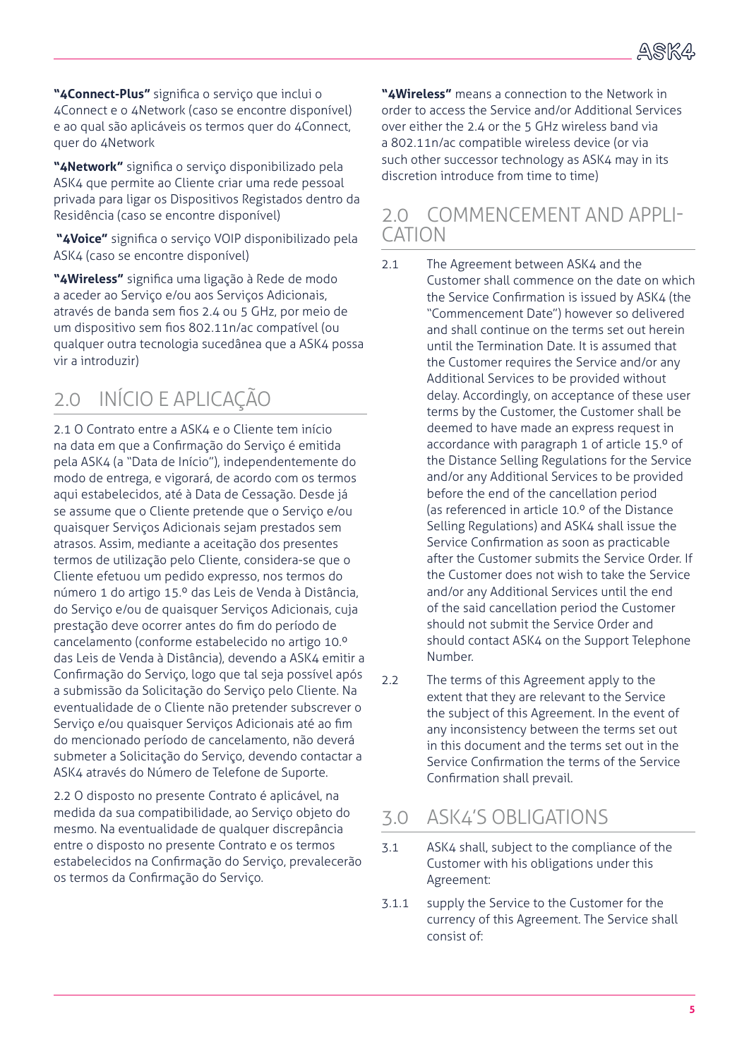**"4Connect-Plus"** significa o serviço que inclui o 4Connect e o 4Network (caso se encontre disponível) e ao qual são aplicáveis os termos quer do 4Connect, quer do 4Network

**"4Network"** significa o serviço disponibilizado pela ASK4 que permite ao Cliente criar uma rede pessoal privada para ligar os Dispositivos Registados dentro da Residência (caso se encontre disponível)

**"4Voice"** significa o serviço VOIP disponibilizado pela ASK4 (caso se encontre disponível)

**"4Wireless"** significa uma ligação à Rede de modo a aceder ao Serviço e/ou aos Serviços Adicionais, através de banda sem fios 2.4 ou 5 GHz, por meio de um dispositivo sem fios 802.11n/ac compatível (ou qualquer outra tecnologia sucedânea que a ASK4 possa vir a introduzir)

## 2.0 INÍCIO E APLICAÇÃO

2.1 O Contrato entre a ASK4 e o Cliente tem início na data em que a Confirmação do Serviço é emitida pela ASK4 (a "Data de Início"), independentemente do modo de entrega, e vigorará, de acordo com os termos aqui estabelecidos, até à Data de Cessação. Desde já se assume que o Cliente pretende que o Serviço e/ou quaisquer Serviços Adicionais sejam prestados sem atrasos. Assim, mediante a aceitação dos presentes termos de utilização pelo Cliente, considera-se que o Cliente efetuou um pedido expresso, nos termos do número 1 do artigo 15.º das Leis de Venda à Distância, do Serviço e/ou de quaisquer Serviços Adicionais, cuja prestação deve ocorrer antes do fim do período de cancelamento (conforme estabelecido no artigo 10.º das Leis de Venda à Distância), devendo a ASK4 emitir a Confirmação do Serviço, logo que tal seja possível após a submissão da Solicitação do Serviço pelo Cliente. Na eventualidade de o Cliente não pretender subscrever o Serviço e/ou quaisquer Serviços Adicionais até ao fim do mencionado período de cancelamento, não deverá submeter a Solicitação do Serviço, devendo contactar a ASK4 através do Número de Telefone de Suporte.

2.2 O disposto no presente Contrato é aplicável, na medida da sua compatibilidade, ao Serviço objeto do mesmo. Na eventualidade de qualquer discrepância entre o disposto no presente Contrato e os termos estabelecidos na Confirmação do Serviço, prevalecerão os termos da Confirmação do Serviço.

**"4Wireless"** means a connection to the Network in order to access the Service and/or Additional Services over either the 2.4 or the 5 GHz wireless band via a 802.11n/ac compatible wireless device (or via such other successor technology as ASK4 may in its discretion introduce from time to time)

## 2.0 COMMENCEMENT AND APPLICATION

2.1 The Agreement between ASK4 and the Customer shall commence on the date on which the Service Confirmation is issued by ASK4 (the "Commencement Date") however so delivered and shall continue on the terms set out herein until the Termination Date. It is assumed that the Customer requires the Service and/or any Additional Services to be provided without delay. Accordingly, on acceptance of these user terms by the Customer, the Customer shall be deemed to have made an express request in accordance with paragraph 1 of article 15.º of the Distance Selling Regulations for the Service and/or any Additional Services to be provided before the end of the cancellation period (as referenced in article 10.º of the Distance Selling Regulations) and ASK4 shall issue the Service Confirmation as soon as practicable after the Customer submits the Service Order. If the Customer does not wish to take the Service and/or any Additional Services until the end of the said cancellation period the Customer should not submit the Service Order and should contact ASK4 on the Support Telephone Number.

2.2 The terms of this Agreement apply to the extent that they are relevant to the Service the subject of this Agreement. In the event of any inconsistency between the terms set out in this document and the terms set out in the Service Confirmation the terms of the Service Confirmation shall prevail.

## 3.0 ASK4'S OBLIGATIONS

3.1 ASK4 shall, subject to the compliance of the Customer with his obligations under this Agreement:

3.1.1 supply the Service to the Customer for the currency of this Agreement. The Service shall consist of: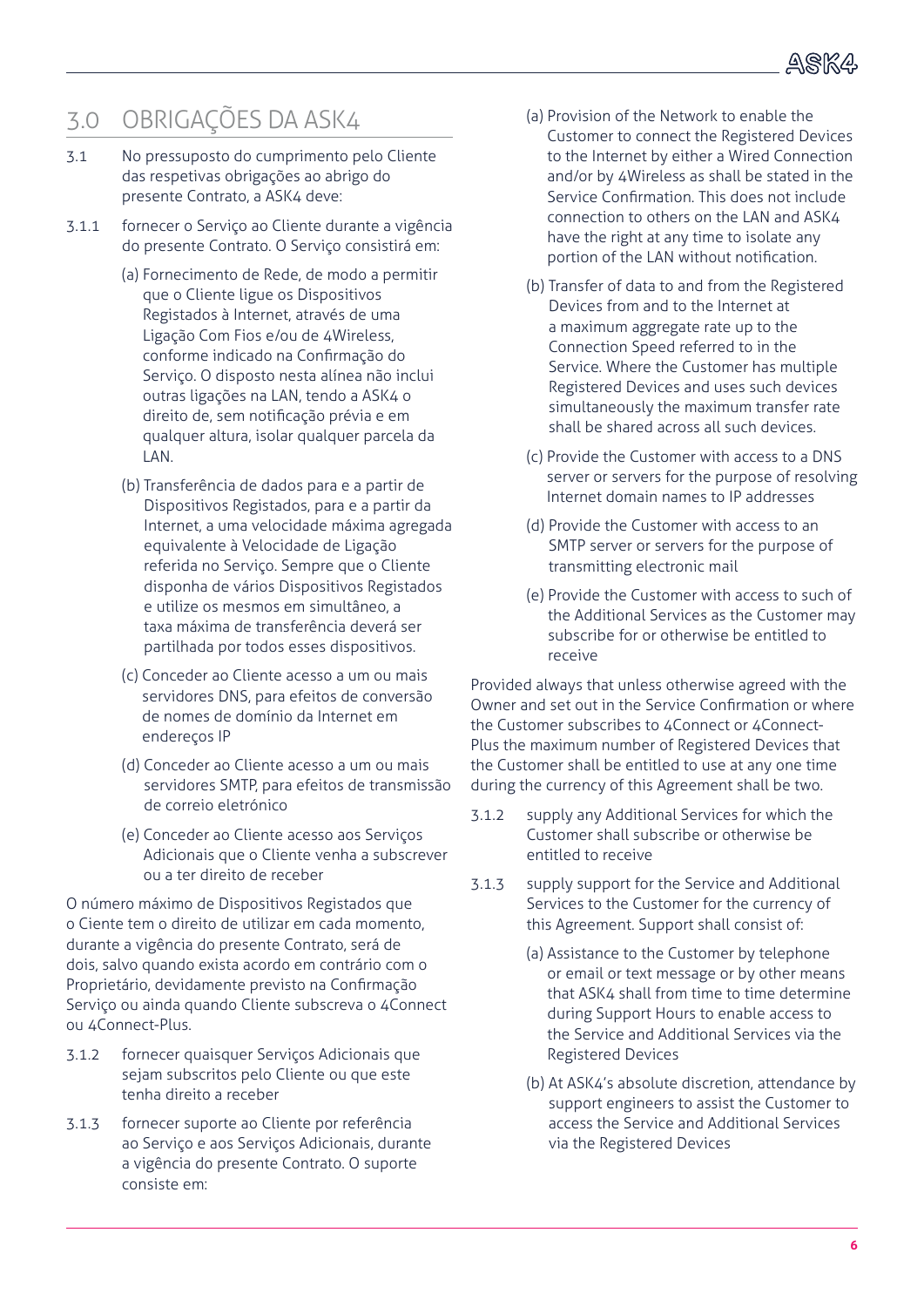## 3.0 OBRIGAÇÕES DA ASK4

3.1 No pressuposto do cumprimento pelo Cliente das respetivas obrigações ao abrigo do presente Contrato, a ASK4 deve:

3.1.1 fornecer o Serviço ao Cliente durante a vigência do presente Contrato. O Serviço consistirá em:

(a) Fornecimento de Rede, de modo a permitir que o Cliente ligue os Dispositivos Registados à Internet, através de uma Ligação Com Fios e/ou de 4Wireless, conforme indicado na Confirmação do Serviço. O disposto nesta alínea não inclui outras ligações na LAN, tendo a ASK4 o direito de, sem notificação prévia e em qualquer altura, isolar qualquer parcela da LAN.

(b) Transferência de dados para e a partir de Dispositivos Registados, para e a partir da Internet, a uma velocidade máxima agregada equivalente à Velocidade de Ligação referida no Serviço. Sempre que o Cliente disponha de vários Dispositivos Registados e utilize os mesmos em simultâneo, a taxa máxima de transferência deverá ser partilhada por todos esses dispositivos.

(c) Conceder ao Cliente acesso a um ou mais servidores DNS, para efeitos de conversão de nomes de domínio da Internet em endereços IP

(d) Conceder ao Cliente acesso a um ou mais servidores SMTP, para efeitos de transmissão de correio eletrónico

(e) Conceder ao Cliente acesso aos Serviços Adicionais que o Cliente venha a subscrever ou a ter direito de receber

O número máximo de Dispositivos Registados que o Ciente tem o direito de utilizar em cada momento, durante a vigência do presente Contrato, será de dois, salvo quando exista acordo em contrário com o Proprietário, devidamente previsto na Confirmação Serviço ou ainda quando Cliente subscreva o 4Connect ou 4Connect-Plus.

3.1.2 fornecer quaisquer Serviços Adicionais que sejam subscritos pelo Cliente ou que este tenha direito a receber

3.1.3 fornecer suporte ao Cliente por referência ao Serviço e aos Serviços Adicionais, durante a vigência do presente Contrato. O suporte consiste em:

(a) Provision of the Network to enable the Customer to connect the Registered Devices to the Internet by either a Wired Connection and/or by 4Wireless as shall be stated in the Service Confirmation. This does not include connection to others on the LAN and ASK4 have the right at any time to isolate any portion of the LAN without notification.

(b) Transfer of data to and from the Registered Devices from and to the Internet at a maximum aggregate rate up to the Connection Speed referred to in the Service. Where the Customer has multiple Registered Devices and uses such devices simultaneously the maximum transfer rate shall be shared across all such devices.

(c) Provide the Customer with access to a DNS server or servers for the purpose of resolving Internet domain names to IP addresses

(d) Provide the Customer with access to an SMTP server or servers for the purpose of transmitting electronic mail

(e) Provide the Customer with access to such of the Additional Services as the Customer may subscribe for or otherwise be entitled to receive

Provided always that unless otherwise agreed with the Owner and set out in the Service Confirmation or where the Customer subscribes to 4Connect or 4Connect-Plus the maximum number of Registered Devices that the Customer shall be entitled to use at any one time during the currency of this Agreement shall be two.

3.1.2 supply any Additional Services for which the Customer shall subscribe or otherwise be entitled to receive

3.1.3 supply support for the Service and Additional Services to the Customer for the currency of this Agreement. Support shall consist of:

(a) Assistance to the Customer by telephone or email or text message or by other means that ASK4 shall from time to time determine during Support Hours to enable access to the Service and Additional Services via the Registered Devices

(b) At ASK4's absolute discretion, attendance by support engineers to assist the Customer to access the Service and Additional Services via the Registered Devices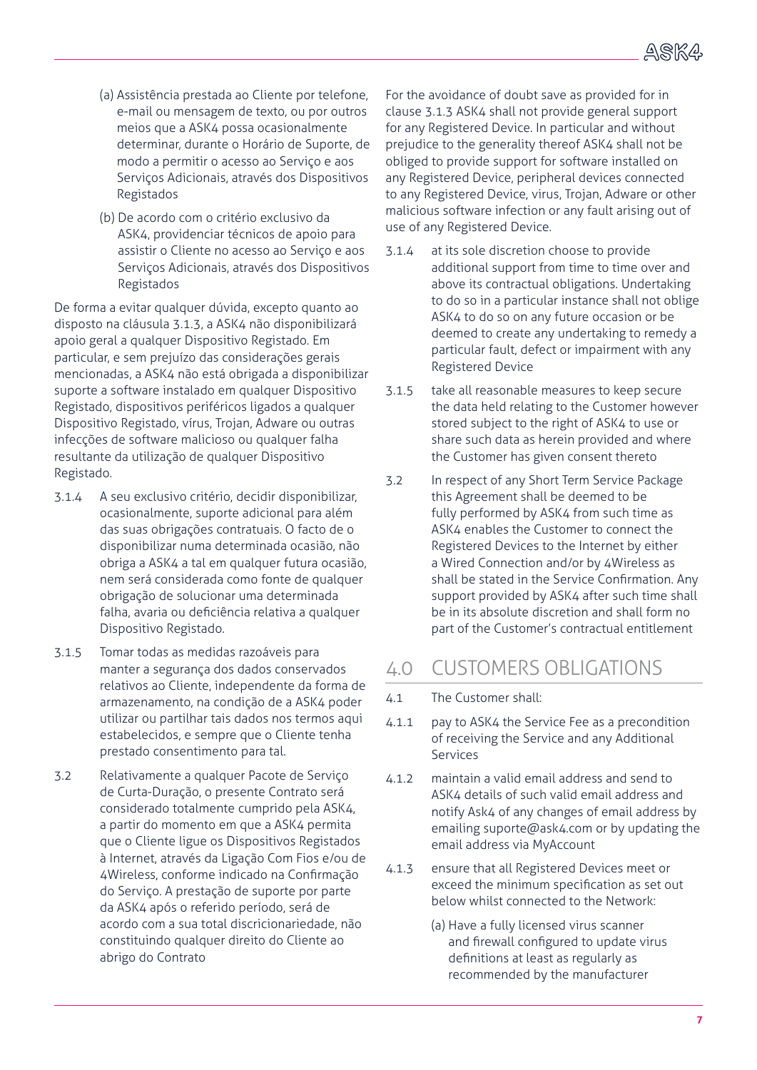(a) Assistência prestada ao Cliente por telefone, e-mail ou mensagem de texto, ou por outros meios que a ASK4 possa ocasionalmente determinar, durante o Horário de Suporte, de modo a permitir o acesso ao Serviço e aos Serviços Adicionais, através dos Dispositivos Registados

(b) De acordo com o critério exclusivo da ASK4, providenciar técnicos de apoio para assistir o Cliente no acesso ao Serviço e aos Serviços Adicionais, através dos Dispositivos Registados

De forma a evitar qualquer dúvida, excepto quanto ao disposto na cláusula 3.1.3, a ASK4 não disponibilizará apoio geral a qualquer Dispositivo Registado. Em particular, e sem prejuízo das considerações gerais mencionadas, a ASK4 não está obrigada a disponibilizar suporte a software instalado em qualquer Dispositivo Registado, dispositivos periféricos ligados a qualquer Dispositivo Registado, vírus, Trojan, Adware ou outras infecções de software malicioso ou qualquer falha resultante da utilização de qualquer Dispositivo Registado.

3.1.4 A seu exclusivo critério, decidir disponibilizar, ocasionalmente, suporte adicional para além das suas obrigações contratuais. O facto de o disponibilizar numa determinada ocasião, não obriga a ASK4 a tal em qualquer futura ocasião, nem será considerada como fonte de qualquer obrigação de solucionar uma determinada falha, avaria ou deficiência relativa a qualquer Dispositivo Registado.

3.1.5 Tomar todas as medidas razoáveis para manter a segurança dos dados conservados relativos ao Cliente, independente da forma de armazenamento, na condição de a ASK4 poder utilizar ou partilhar tais dados nos termos aqui estabelecidos, e sempre que o Cliente tenha prestado consentimento para tal.

3.2 Relativamente a qualquer Pacote de Serviço de Curta-Duração, o presente Contrato será considerado totalmente cumprido pela ASK4, a partir do momento em que a ASK4 permita que o Cliente ligue os Dispositivos Registados à Internet, através da Ligação Com Fios e/ou de 4Wireless, conforme indicado na Confirmação do Serviço. A prestação de suporte por parte da ASK4 após o referido período, será de acordo com a sua total discricionariedade, não constituindo qualquer direito do Cliente ao abrigo do Contrato

For the avoidance of doubt save as provided for in clause 3.1.3 ASK4 shall not provide general support for any Registered Device. In particular and without prejudice to the generality thereof ASK4 shall not be obliged to provide support for software installed on any Registered Device, peripheral devices connected to any Registered Device, virus, Trojan, Adware or other malicious software infection or any fault arising out of use of any Registered Device.

3.1.4 at its sole discretion choose to provide additional support from time to time over and above its contractual obligations. Undertaking to do so in a particular instance shall not oblige ASK4 to do so on any future occasion or be deemed to create any undertaking to remedy a particular fault, defect or impairment with any Registered Device

3.1.5 take all reasonable measures to keep secure the data held relating to the Customer however stored subject to the right of ASK4 to use or share such data as herein provided and where the Customer has given consent thereto

3.2 In respect of any Short Term Service Package this Agreement shall be deemed to be fully performed by ASK4 from such time as ASK4 enables the Customer to connect the Registered Devices to the Internet by either a Wired Connection and/or by 4Wireless as shall be stated in the Service Confirmation. Any support provided by ASK4 after such time shall be in its absolute discretion and shall form no part of the Customer's contractual entitlement

## 4.0 CUSTOMERS OBLIGATIONS

4.1 The Customer shall:

4.1.1 pay to ASK4 the Service Fee as a precondition of receiving the Service and any Additional Services

4.1.2 maintain a valid email address and send to ASK4 details of such valid email address and notify Ask4 of any changes of email address by emailing suporte@ask4.com or by updating the email address via MyAccount

4.1.3 ensure that all Registered Devices meet or exceed the minimum specification as set out below whilst connected to the Network:

(a) Have a fully licensed virus scanner and firewall configured to update virus definitions at least as regularly as recommended by the manufacturer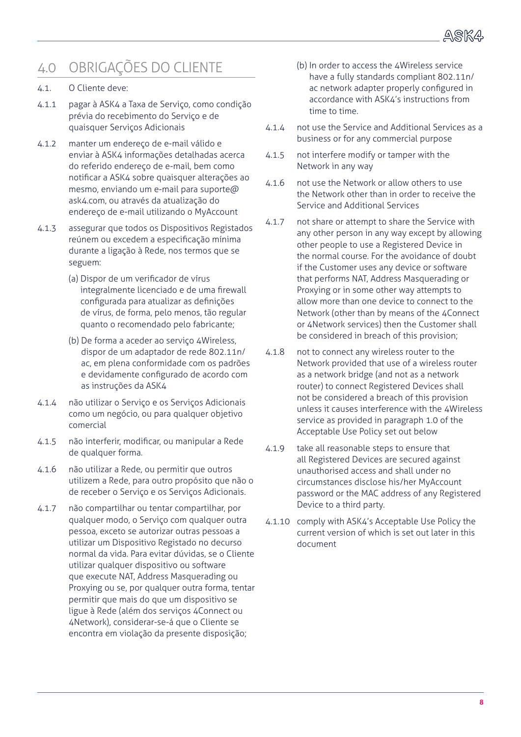## 4.0 OBRIGAÇÕES DO CLIENTE

4.1. O Cliente deve:

4.1.1 pagar à ASK4 a Taxa de Serviço, como condição prévia do recebimento do Serviço e de quaisquer Serviços Adicionais

4.1.2 manter um endereço de e-mail válido e enviar à ASK4 informações detalhadas acerca do referido endereço de e-mail, bem como notificar a ASK4 sobre quaisquer alterações ao mesmo, enviando um e-mail para suporte@ask4.com, ou através da atualização do endereço de e-mail utilizando o MyAccount

4.1.3 assegurar que todos os Dispositivos Registados reúnem ou excedem a especificação mínima durante a ligação à Rede, nos termos que se seguem:

(a) Dispor de um verificador de vírus integralmente licenciado e de uma firewall configurada para atualizar as definições de vírus, de forma, pelo menos, tão regular quanto o recomendado pelo fabricante;

(b) De forma a aceder ao serviço 4Wireless, dispor de um adaptador de rede 802.11n/ac, em plena conformidade com os padrões e devidamente configurado de acordo com as instruções da ASK4

4.1.4 não utilizar o Serviço e os Serviços Adicionais como um negócio, ou para qualquer objetivo comercial

4.1.5 não interferir, modificar, ou manipular a Rede de qualquer forma.

4.1.6 não utilizar a Rede, ou permitir que outros utilizem a Rede, para outro propósito que não o de receber o Serviço e os Serviços Adicionais.

4.1.7 não compartilhar ou tentar compartilhar, por qualquer modo, o Serviço com qualquer outra pessoa, exceto se autorizar outras pessoas a utilizar um Dispositivo Registado no decurso normal da vida. Para evitar dúvidas, se o Cliente utilizar qualquer dispositivo ou software que execute NAT, Address Masquerading ou Proxying ou se, por qualquer outra forma, tentar permitir que mais do que um dispositivo se ligue à Rede (além dos serviços 4Connect ou 4Network), considerar-se-á que o Cliente se encontra em violação da presente disposição;

(b) In order to access the 4Wireless service have a fully standards compliant 802.11n/ac network adapter properly configured in accordance with ASK4's instructions from time to time.

4.1.4 not use the Service and Additional Services as a business or for any commercial purpose

4.1.5 not interfere modify or tamper with the Network in any way

4.1.6 not use the Network or allow others to use the Network other than in order to receive the Service and Additional Services

4.1.7 not share or attempt to share the Service with any other person in any way except by allowing other people to use a Registered Device in the normal course. For the avoidance of doubt if the Customer uses any device or software that performs NAT, Address Masquerading or Proxying or in some other way attempts to allow more than one device to connect to the Network (other than by means of the 4Connect or 4Network services) then the Customer shall be considered in breach of this provision;

4.1.8 not to connect any wireless router to the Network provided that use of a wireless router as a network bridge (and not as a network router) to connect Registered Devices shall not be considered a breach of this provision unless it causes interference with the 4Wireless service as provided in paragraph 1.0 of the Acceptable Use Policy set out below

4.1.9 take all reasonable steps to ensure that all Registered Devices are secured against unauthorised access and shall under no circumstances disclose his/her MyAccount password or the MAC address of any Registered Device to a third party.

4.1.10 comply with ASK4's Acceptable Use Policy the current version of which is set out later in this document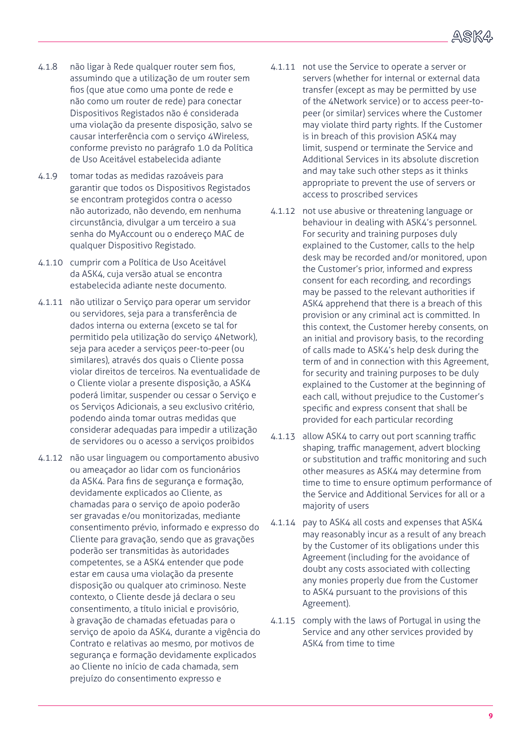4.1.8 não ligar à Rede qualquer router sem fios, assumindo que a utilização de um router sem fios (que atue como uma ponte de rede e não como um router de rede) para conectar Dispositivos Registados não é considerada uma violação da presente disposição, salvo se causar interferência com o serviço 4Wireless, conforme previsto no parágrafo 1.0 da Política de Uso Aceitável estabelecida adiante

4.1.9 tomar todas as medidas razoáveis para garantir que todos os Dispositivos Registados se encontram protegidos contra o acesso não autorizado, não devendo, em nenhuma circunstância, divulgar a um terceiro a sua senha do MyAccount ou o endereço MAC de qualquer Dispositivo Registado.

4.1.10 cumprir com a Política de Uso Aceitável da ASK4, cuja versão atual se encontra estabelecida adiante neste documento.

4.1.11 não utilizar o Serviço para operar um servidor ou servidores, seja para a transferência de dados interna ou externa (exceto se tal for permitido pela utilização do serviço 4Network), seja para aceder a serviços peer-to-peer (ou similares), através dos quais o Cliente possa violar direitos de terceiros. Na eventualidade de o Cliente violar a presente disposição, a ASK4 poderá limitar, suspender ou cessar o Serviço e os Serviços Adicionais, a seu exclusivo critério, podendo ainda tomar outras medidas que considerar adequadas para impedir a utilização de servidores ou o acesso a serviços proibidos

4.1.12 não usar linguagem ou comportamento abusivo ou ameaçador ao lidar com os funcionários da ASK4. Para fins de segurança e formação, devidamente explicados ao Cliente, as chamadas para o serviço de apoio poderão ser gravadas e/ou monitorizadas, mediante consentimento prévio, informado e expresso do Cliente para gravação, sendo que as gravações poderão ser transmitidas às autoridades competentes, se a ASK4 entender que pode estar em causa uma violação da presente disposição ou qualquer ato criminoso. Neste contexto, o Cliente desde já declara o seu consentimento, a título inicial e provisório, à gravação de chamadas efetuadas para o serviço de apoio da ASK4, durante a vigência do Contrato e relativas ao mesmo, por motivos de segurança e formação devidamente explicados ao Cliente no início de cada chamada, sem prejuízo do consentimento expresso e

4.1.11 not use the Service to operate a server or servers (whether for internal or external data transfer (except as may be permitted by use of the 4Network service) or to access peer-to-peer (or similar) services where the Customer may violate third party rights. If the Customer is in breach of this provision ASK4 may limit, suspend or terminate the Service and Additional Services in its absolute discretion and may take such other steps as it thinks appropriate to prevent the use of servers or access to proscribed services

4.1.12 not use abusive or threatening language or behaviour in dealing with ASK4's personnel. For security and training purposes duly explained to the Customer, calls to the help desk may be recorded and/or monitored, upon the Customer's prior, informed and express consent for each recording, and recordings may be passed to the relevant authorities if ASK4 apprehend that there is a breach of this provision or any criminal act is committed. In this context, the Customer hereby consents, on an initial and provisory basis, to the recording of calls made to ASK4's help desk during the term of and in connection with this Agreement, for security and training purposes to be duly explained to the Customer at the beginning of each call, without prejudice to the Customer's specific and express consent that shall be provided for each particular recording

4.1.13 allow ASK4 to carry out port scanning traffic shaping, traffic management, advert blocking or substitution and traffic monitoring and such other measures as ASK4 may determine from time to time to ensure optimum performance of the Service and Additional Services for all or a majority of users

4.1.14 pay to ASK4 all costs and expenses that ASK4 may reasonably incur as a result of any breach by the Customer of its obligations under this Agreement (including for the avoidance of doubt any costs associated with collecting any monies properly due from the Customer to ASK4 pursuant to the provisions of this Agreement).

4.1.15 comply with the laws of Portugal in using the Service and any other services provided by ASK4 from time to time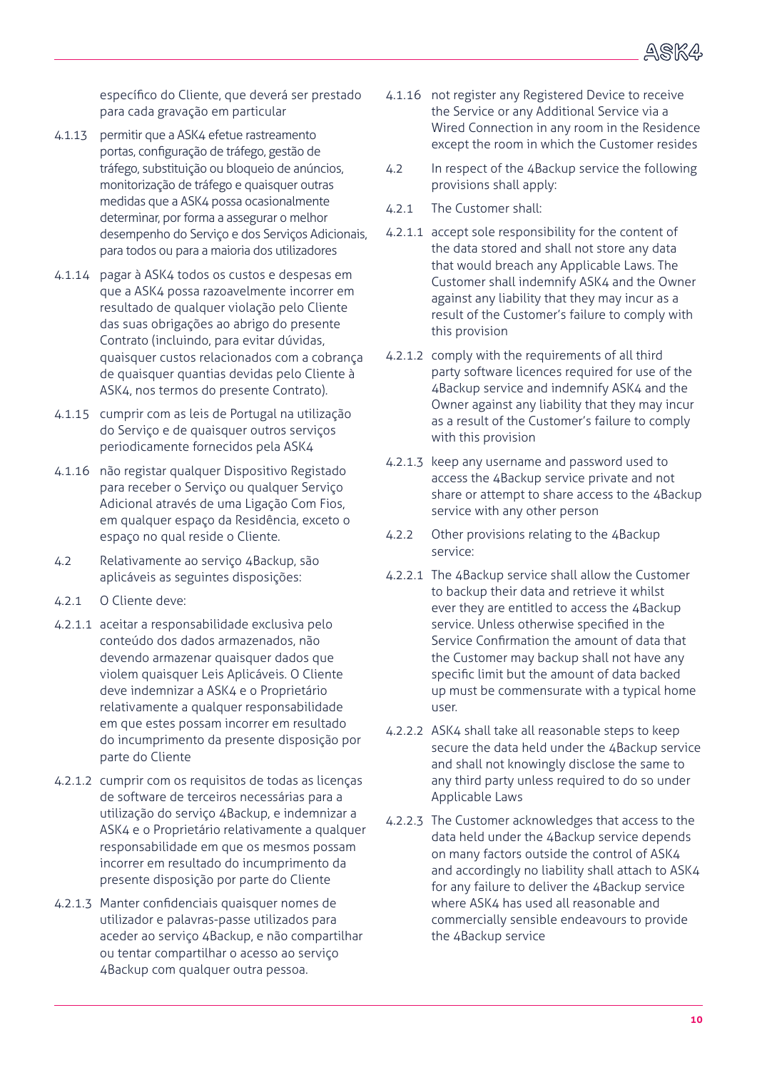específico do Cliente, que deverá ser prestado para cada gravação em particular

4.1.13 permitir que a ASK4 efetue rastreamento portas, configuração de tráfego, gestão de tráfego, substituição ou bloqueio de anúncios, monitorização de tráfego e quaisquer outras medidas que a ASK4 possa ocasionalmente determinar, por forma a assegurar o melhor desempenho do Serviço e dos Serviços Adicionais, para todos ou para a maioria dos utilizadores

4.1.14 pagar à ASK4 todos os custos e despesas em que a ASK4 possa razoavelmente incorrer em resultado de qualquer violação pelo Cliente das suas obrigações ao abrigo do presente Contrato (incluindo, para evitar dúvidas, quaisquer custos relacionados com a cobrança de quaisquer quantias devidas pelo Cliente à ASK4, nos termos do presente Contrato).

4.1.15 cumprir com as leis de Portugal na utilização do Serviço e de quaisquer outros serviços periodicamente fornecidos pela ASK4

4.1.16 não registar qualquer Dispositivo Registado para receber o Serviço ou qualquer Serviço Adicional através de uma Ligação Com Fios, em qualquer espaço da Residência, exceto o espaço no qual reside o Cliente.

4.2 Relativamente ao serviço 4Backup, são aplicáveis as seguintes disposições:

4.2.1 O Cliente deve:

4.2.1.1 aceitar a responsabilidade exclusiva pelo conteúdo dos dados armazenados, não devendo armazenar quaisquer dados que violem quaisquer Leis Aplicáveis. O Cliente deve indemnizar a ASK4 e o Proprietário relativamente a qualquer responsabilidade em que estes possam incorrer em resultado do incumprimento da presente disposição por parte do Cliente

4.2.1.2 cumprir com os requisitos de todas as licenças de software de terceiros necessárias para a utilização do serviço 4Backup, e indemnizar a ASK4 e o Proprietário relativamente a qualquer responsabilidade em que os mesmos possam incorrer em resultado do incumprimento da presente disposição por parte do Cliente

4.2.1.3 Manter confidenciais quaisquer nomes de utilizador e palavras-passe utilizados para aceder ao serviço 4Backup, e não compartilhar ou tentar compartilhar o acesso ao serviço 4Backup com qualquer outra pessoa.

4.1.16 not register any Registered Device to receive the Service or any Additional Service via a Wired Connection in any room in the Residence except the room in which the Customer resides

4.2 In respect of the 4Backup service the following provisions shall apply:

4.2.1 The Customer shall:

4.2.1.1 accept sole responsibility for the content of the data stored and shall not store any data that would breach any Applicable Laws. The Customer shall indemnify ASK4 and the Owner against any liability that they may incur as a result of the Customer's failure to comply with this provision

4.2.1.2 comply with the requirements of all third party software licences required for use of the 4Backup service and indemnify ASK4 and the Owner against any liability that they may incur as a result of the Customer's failure to comply with this provision

4.2.1.3 keep any username and password used to access the 4Backup service private and not share or attempt to share access to the 4Backup service with any other person

4.2.2 Other provisions relating to the 4Backup service:

4.2.2.1 The 4Backup service shall allow the Customer to backup their data and retrieve it whilst ever they are entitled to access the 4Backup service. Unless otherwise specified in the Service Confirmation the amount of data that the Customer may backup shall not have any specific limit but the amount of data backed up must be commensurate with a typical home user.

4.2.2.2 ASK4 shall take all reasonable steps to keep secure the data held under the 4Backup service and shall not knowingly disclose the same to any third party unless required to do so under Applicable Laws

4.2.2.3 The Customer acknowledges that access to the data held under the 4Backup service depends on many factors outside the control of ASK4 and accordingly no liability shall attach to ASK4 for any failure to deliver the 4Backup service where ASK4 has used all reasonable and commercially sensible endeavours to provide the 4Backup service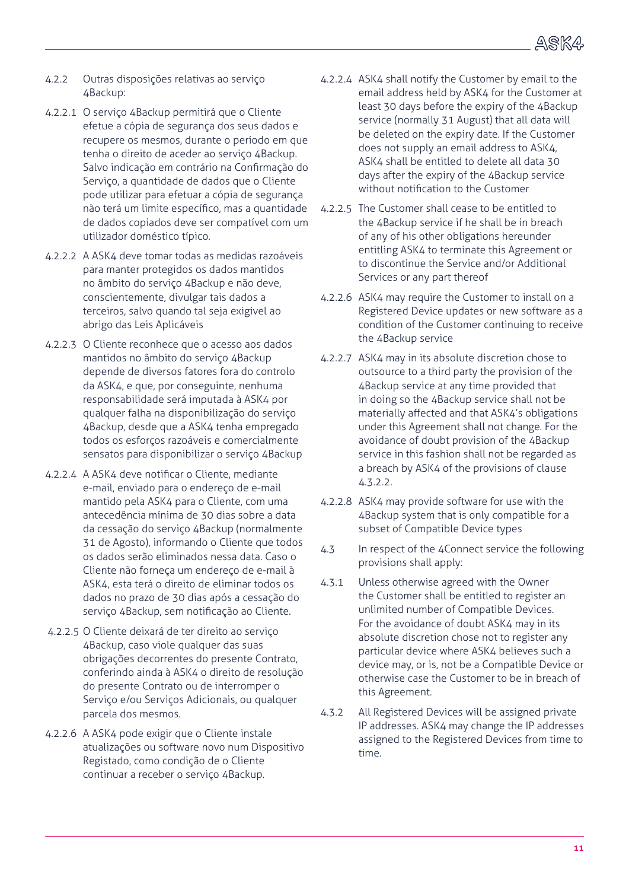4.2.2 Outras disposições relativas ao serviço 4Backup:

4.2.2.1 O serviço 4Backup permitirá que o Cliente efetue a cópia de segurança dos seus dados e recupere os mesmos, durante o período em que tenha o direito de aceder ao serviço 4Backup. Salvo indicação em contrário na Confirmação do Serviço, a quantidade de dados que o Cliente pode utilizar para efetuar a cópia de segurança não terá um limite específico, mas a quantidade de dados copiados deve ser compatível com um utilizador doméstico típico.

4.2.2.2 A ASK4 deve tomar todas as medidas razoáveis para manter protegidos os dados mantidos no âmbito do serviço 4Backup e não deve, conscientemente, divulgar tais dados a terceiros, salvo quando tal seja exigível ao abrigo das Leis Aplicáveis

4.2.2.3 O Cliente reconhece que o acesso aos dados mantidos no âmbito do serviço 4Backup depende de diversos fatores fora do controlo da ASK4, e que, por conseguinte, nenhuma responsabilidade será imputada à ASK4 por qualquer falha na disponibilização do serviço 4Backup, desde que a ASK4 tenha empregado todos os esforços razoáveis e comercialmente sensatos para disponibilizar o serviço 4Backup

4.2.2.4 A ASK4 deve notificar o Cliente, mediante e-mail, enviado para o endereço de e-mail mantido pela ASK4 para o Cliente, com uma antecedência mínima de 30 dias sobre a data da cessação do serviço 4Backup (normalmente 31 de Agosto), informando o Cliente que todos os dados serão eliminados nessa data. Caso o Cliente não forneça um endereço de e-mail à ASK4, esta terá o direito de eliminar todos os dados no prazo de 30 dias após a cessação do serviço 4Backup, sem notificação ao Cliente.

4.2.2.5 O Cliente deixará de ter direito ao serviço 4Backup, caso viole qualquer das suas obrigações decorrentes do presente Contrato, conferindo ainda à ASK4 o direito de resolução do presente Contrato ou de interromper o Serviço e/ou Serviços Adicionais, ou qualquer parcela dos mesmos.

4.2.2.6 A ASK4 pode exigir que o Cliente instale atualizações ou software novo num Dispositivo Registado, como condição de o Cliente continuar a receber o serviço 4Backup.

4.2.2.4 ASK4 shall notify the Customer by email to the email address held by ASK4 for the Customer at least 30 days before the expiry of the 4Backup service (normally 31 August) that all data will be deleted on the expiry date. If the Customer does not supply an email address to ASK4, ASK4 shall be entitled to delete all data 30 days after the expiry of the 4Backup service without notification to the Customer

4.2.2.5 The Customer shall cease to be entitled to the 4Backup service if he shall be in breach of any of his other obligations hereunder entitling ASK4 to terminate this Agreement or to discontinue the Service and/or Additional Services or any part thereof

4.2.2.6 ASK4 may require the Customer to install on a Registered Device updates or new software as a condition of the Customer continuing to receive the 4Backup service

4.2.2.7 ASK4 may in its absolute discretion chose to outsource to a third party the provision of the 4Backup service at any time provided that in doing so the 4Backup service shall not be materially affected and that ASK4's obligations under this Agreement shall not change. For the avoidance of doubt provision of the 4Backup service in this fashion shall not be regarded as a breach by ASK4 of the provisions of clause 4.3.2.2.

4.2.2.8 ASK4 may provide software for use with the 4Backup system that is only compatible for a subset of Compatible Device types

4.3 In respect of the 4Connect service the following provisions shall apply:

4.3.1 Unless otherwise agreed with the Owner the Customer shall be entitled to register an unlimited number of Compatible Devices. For the avoidance of doubt ASK4 may in its absolute discretion chose not to register any particular device where ASK4 believes such a device may, or is, not be a Compatible Device or otherwise case the Customer to be in breach of this Agreement.

4.3.2 All Registered Devices will be assigned private IP addresses. ASK4 may change the IP addresses assigned to the Registered Devices from time to time.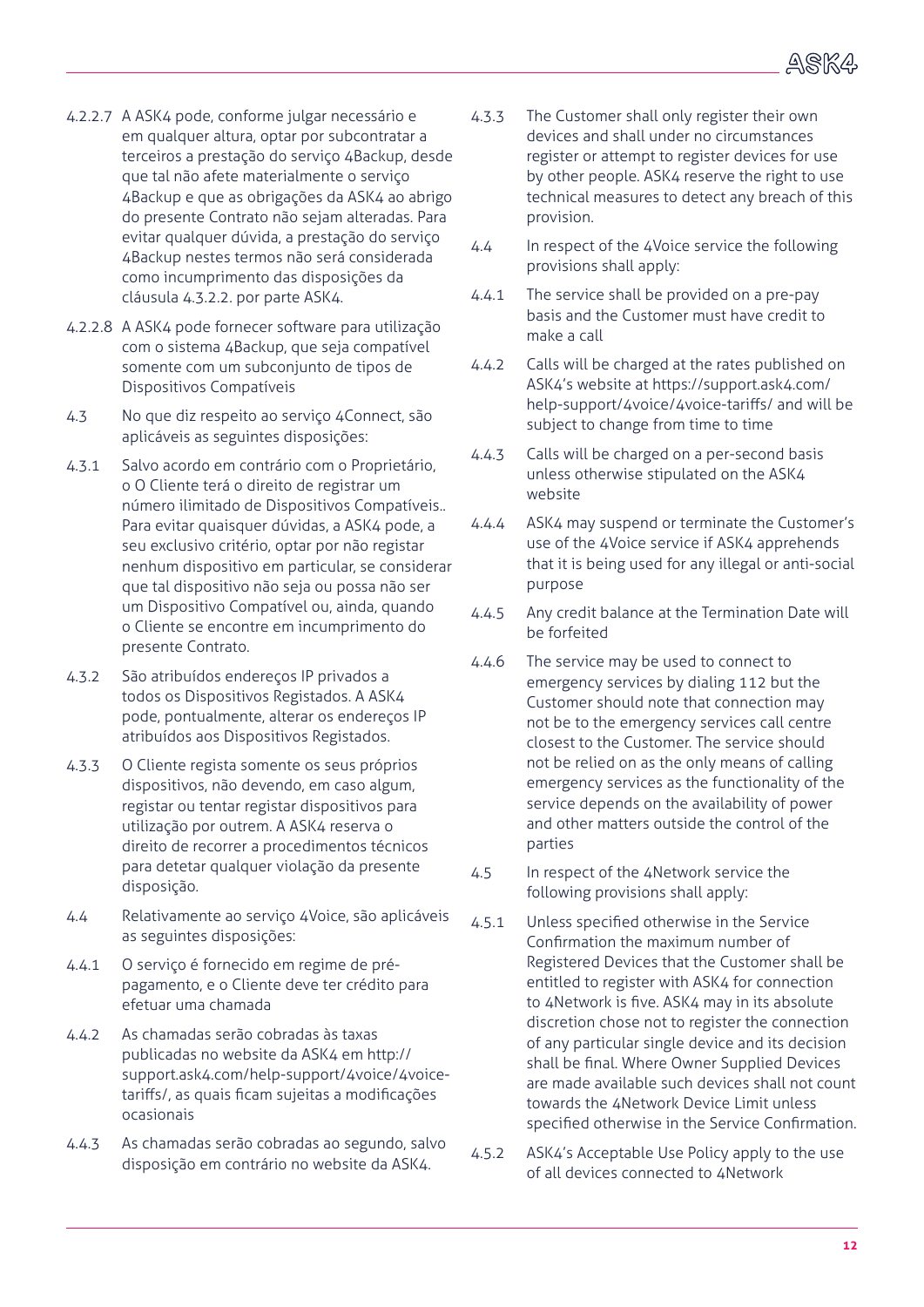4.2.2.7 A ASK4 pode, conforme julgar necessário e em qualquer altura, optar por subcontratar a terceiros a prestação do serviço 4Backup, desde que tal não afete materialmente o serviço 4Backup e que as obrigações da ASK4 ao abrigo do presente Contrato não sejam alteradas. Para evitar qualquer dúvida, a prestação do serviço 4Backup nestes termos não será considerada como incumprimento das disposições da cláusula 4.3.2.2. por parte ASK4.

4.2.2.8 A ASK4 pode fornecer software para utilização com o sistema 4Backup, que seja compatível somente com um subconjunto de tipos de Dispositivos Compatíveis

4.3 No que diz respeito ao serviço 4Connect, são aplicáveis as seguintes disposições:

4.3.1 Salvo acordo em contrário com o Proprietário, o O Cliente terá o direito de registrar um número ilimitado de Dispositivos Compatíveis.. Para evitar quaisquer dúvidas, a ASK4 pode, a seu exclusivo critério, optar por não registar nenhum dispositivo em particular, se considerar que tal dispositivo não seja ou possa não ser um Dispositivo Compatível ou, ainda, quando o Cliente se encontre em incumprimento do presente Contrato.

4.3.2 São atribuídos endereços IP privados a todos os Dispositivos Registados. A ASK4 pode, pontualmente, alterar os endereços IP atribuídos aos Dispositivos Registados.

4.3.3 O Cliente regista somente os seus próprios dispositivos, não devendo, em caso algum, registar ou tentar registar dispositivos para utilização por outrem. A ASK4 reserva o direito de recorrer a procedimentos técnicos para detetar qualquer violação da presente disposição.

4.4 Relativamente ao serviço 4Voice, são aplicáveis as seguintes disposições:

4.4.1 O serviço é fornecido em regime de pré-pagamento, e o Cliente deve ter crédito para efetuar uma chamada

4.4.2 As chamadas serão cobradas às taxas publicadas no website da ASK4 em http://support.ask4.com/help-support/4voice/4voice-tariffs/, as quais ficam sujeitas a modificações ocasionais

4.4.3 As chamadas serão cobradas ao segundo, salvo disposição em contrário no website da ASK4.

4.3.3 The Customer shall only register their own devices and shall under no circumstances register or attempt to register devices for use by other people. ASK4 reserve the right to use technical measures to detect any breach of this provision.

4.4 In respect of the 4Voice service the following provisions shall apply:

4.4.1 The service shall be provided on a pre-pay basis and the Customer must have credit to make a call

4.4.2 Calls will be charged at the rates published on ASK4's website at https://support.ask4.com/help-support/4voice/4voice-tariffs/ and will be subject to change from time to time

4.4.3 Calls will be charged on a per-second basis unless otherwise stipulated on the ASK4 website

4.4.4 ASK4 may suspend or terminate the Customer's use of the 4Voice service if ASK4 apprehends that it is being used for any illegal or anti-social purpose

4.4.5 Any credit balance at the Termination Date will be forfeited

4.4.6 The service may be used to connect to emergency services by dialing 112 but the Customer should note that connection may not be to the emergency services call centre closest to the Customer. The service should not be relied on as the only means of calling emergency services as the functionality of the service depends on the availability of power and other matters outside the control of the parties

4.5 In respect of the 4Network service the following provisions shall apply:

4.5.1 Unless specified otherwise in the Service Confirmation the maximum number of Registered Devices that the Customer shall be entitled to register with ASK4 for connection to 4Network is five. ASK4 may in its absolute discretion chose not to register the connection of any particular single device and its decision shall be final. Where Owner Supplied Devices are made available such devices shall not count towards the 4Network Device Limit unless specified otherwise in the Service Confirmation.

4.5.2 ASK4's Acceptable Use Policy apply to the use of all devices connected to 4Network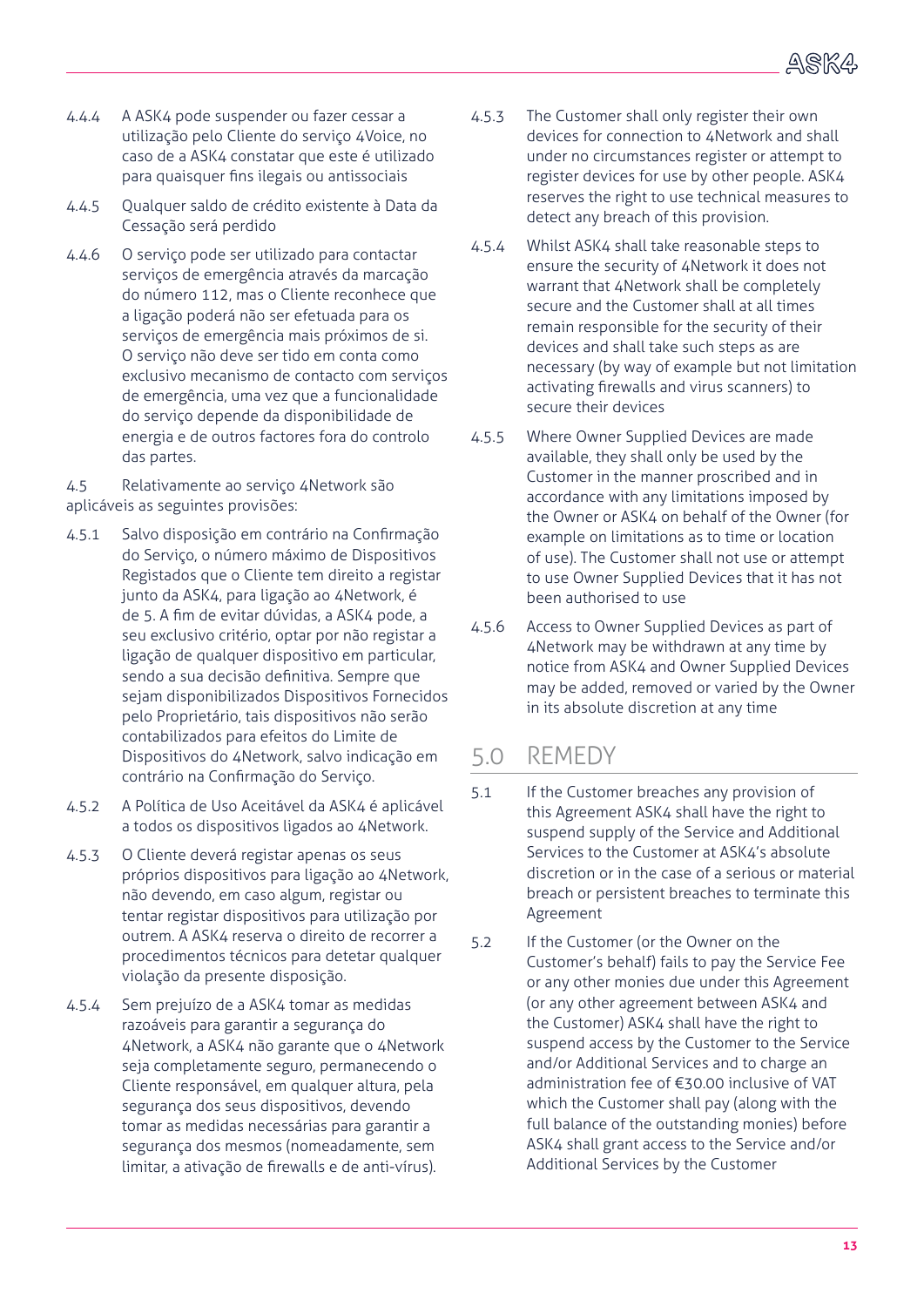4.4.4 A ASK4 pode suspender ou fazer cessar a utilização pelo Cliente do serviço 4Voice, no caso de a ASK4 constatar que este é utilizado para quaisquer fins ilegais ou antissociais

4.4.5 Qualquer saldo de crédito existente à Data da Cessação será perdido

4.4.6 O serviço pode ser utilizado para contactar serviços de emergência através da marcação do número 112, mas o Cliente reconhece que a ligação poderá não ser efetuada para os serviços de emergência mais próximos de si. O serviço não deve ser tido em conta como exclusivo mecanismo de contacto com serviços de emergência, uma vez que a funcionalidade do serviço depende da disponibilidade de energia e de outros factores fora do controlo das partes.

4.5 Relativamente ao serviço 4Network são aplicáveis as seguintes provisões:

4.5.1 Salvo disposição em contrário na Confirmação do Serviço, o número máximo de Dispositivos Registados que o Cliente tem direito a registar junto da ASK4, para ligação ao 4Network, é de 5. A fim de evitar dúvidas, a ASK4 pode, a seu exclusivo critério, optar por não registar a ligação de qualquer dispositivo em particular, sendo a sua decisão definitiva. Sempre que sejam disponibilizados Dispositivos Fornecidos pelo Proprietário, tais dispositivos não serão contabilizados para efeitos do Limite de Dispositivos do 4Network, salvo indicação em contrário na Confirmação do Serviço.

4.5.2 A Política de Uso Aceitável da ASK4 é aplicável a todos os dispositivos ligados ao 4Network.

4.5.3 O Cliente deverá registar apenas os seus próprios dispositivos para ligação ao 4Network, não devendo, em caso algum, registar ou tentar registar dispositivos para utilização por outrem. A ASK4 reserva o direito de recorrer a procedimentos técnicos para detetar qualquer violação da presente disposição.

4.5.4 Sem prejuízo de a ASK4 tomar as medidas razoáveis para garantir a segurança do 4Network, a ASK4 não garante que o 4Network seja completamente seguro, permanecendo o Cliente responsável, em qualquer altura, pela segurança dos seus dispositivos, devendo tomar as medidas necessárias para garantir a segurança dos mesmos (nomeadamente, sem limitar, a ativação de firewalls e de anti-vírus).

4.5.3 The Customer shall only register their own devices for connection to 4Network and shall under no circumstances register or attempt to register devices for use by other people. ASK4 reserves the right to use technical measures to detect any breach of this provision.

4.5.4 Whilst ASK4 shall take reasonable steps to ensure the security of 4Network it does not warrant that 4Network shall be completely secure and the Customer shall at all times remain responsible for the security of their devices and shall take such steps as are necessary (by way of example but not limitation activating firewalls and virus scanners) to secure their devices

4.5.5 Where Owner Supplied Devices are made available, they shall only be used by the Customer in the manner proscribed and in accordance with any limitations imposed by the Owner or ASK4 on behalf of the Owner (for example on limitations as to time or location of use). The Customer shall not use or attempt to use Owner Supplied Devices that it has not been authorised to use

4.5.6 Access to Owner Supplied Devices as part of 4Network may be withdrawn at any time by notice from ASK4 and Owner Supplied Devices may be added, removed or varied by the Owner in its absolute discretion at any time

## 5.0 REMEDY

5.1 If the Customer breaches any provision of this Agreement ASK4 shall have the right to suspend supply of the Service and Additional Services to the Customer at ASK4's absolute discretion or in the case of a serious or material breach or persistent breaches to terminate this Agreement

5.2 If the Customer (or the Owner on the Customer's behalf) fails to pay the Service Fee or any other monies due under this Agreement (or any other agreement between ASK4 and the Customer) ASK4 shall have the right to suspend access by the Customer to the Service and/or Additional Services and to charge an administration fee of €30.00 inclusive of VAT which the Customer shall pay (along with the full balance of the outstanding monies) before ASK4 shall grant access to the Service and/or Additional Services by the Customer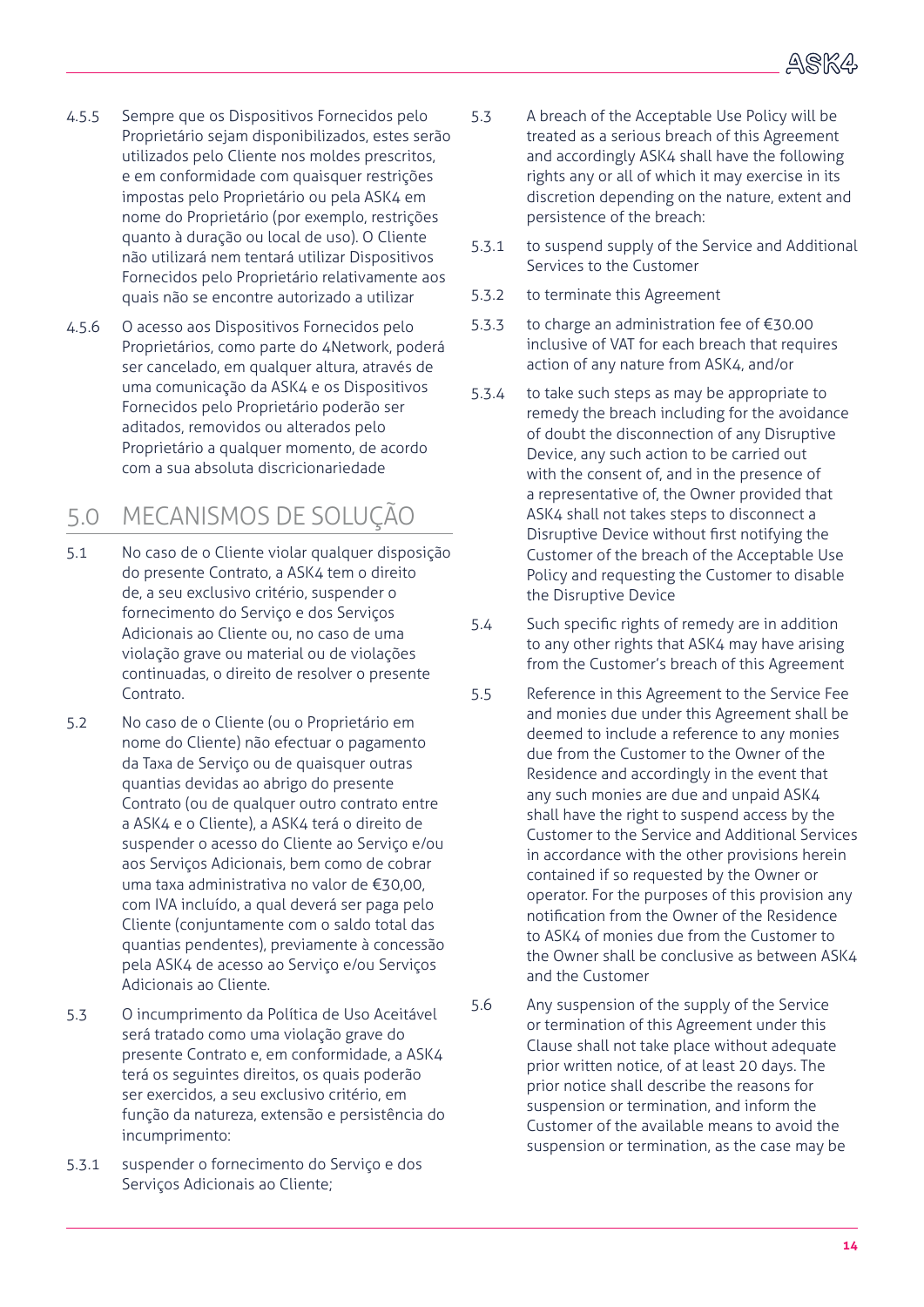4.5.5 Sempre que os Dispositivos Fornecidos pelo Proprietário sejam disponibilizados, estes serão utilizados pelo Cliente nos moldes prescritos, e em conformidade com quaisquer restrições impostas pelo Proprietário ou pela ASK4 em nome do Proprietário (por exemplo, restrições quanto à duração ou local de uso). O Cliente não utilizará nem tentará utilizar Dispositivos Fornecidos pelo Proprietário relativamente aos quais não se encontre autorizado a utilizar

4.5.6 O acesso aos Dispositivos Fornecidos pelo Proprietários, como parte do 4Network, poderá ser cancelado, em qualquer altura, através de uma comunicação da ASK4 e os Dispositivos Fornecidos pelo Proprietário poderão ser aditados, removidos ou alterados pelo Proprietário a qualquer momento, de acordo com a sua absoluta discricionariedade

## 5.0 MECANISMOS DE SOLUÇÃO

5.1 No caso de o Cliente violar qualquer disposição do presente Contrato, a ASK4 tem o direito de, a seu exclusivo critério, suspender o fornecimento do Serviço e dos Serviços Adicionais ao Cliente ou, no caso de uma violação grave ou material ou de violações continuadas, o direito de resolver o presente Contrato.

5.2 No caso de o Cliente (ou o Proprietário em nome do Cliente) não efectuar o pagamento da Taxa de Serviço ou de quaisquer outras quantias devidas ao abrigo do presente Contrato (ou de qualquer outro contrato entre a ASK4 e o Cliente), a ASK4 terá o direito de suspender o acesso do Cliente ao Serviço e/ou aos Serviços Adicionais, bem como de cobrar uma taxa administrativa no valor de €30,00, com IVA incluído, a qual deverá ser paga pelo Cliente (conjuntamente com o saldo total das quantias pendentes), previamente à concessão pela ASK4 de acesso ao Serviço e/ou Serviços Adicionais ao Cliente.

5.3 O incumprimento da Política de Uso Aceitável será tratado como uma violação grave do presente Contrato e, em conformidade, a ASK4 terá os seguintes direitos, os quais poderão ser exercidos, a seu exclusivo critério, em função da natureza, extensão e persistência do incumprimento:

5.3.1 suspender o fornecimento do Serviço e dos Serviços Adicionais ao Cliente;

5.3 A breach of the Acceptable Use Policy will be treated as a serious breach of this Agreement and accordingly ASK4 shall have the following rights any or all of which it may exercise in its discretion depending on the nature, extent and persistence of the breach:

5.3.1 to suspend supply of the Service and Additional Services to the Customer

5.3.2 to terminate this Agreement

5.3.3 to charge an administration fee of €30.00 inclusive of VAT for each breach that requires action of any nature from ASK4, and/or

5.3.4 to take such steps as may be appropriate to remedy the breach including for the avoidance of doubt the disconnection of any Disruptive Device, any such action to be carried out with the consent of, and in the presence of a representative of, the Owner provided that ASK4 shall not takes steps to disconnect a Disruptive Device without first notifying the Customer of the breach of the Acceptable Use Policy and requesting the Customer to disable the Disruptive Device

5.4 Such specific rights of remedy are in addition to any other rights that ASK4 may have arising from the Customer's breach of this Agreement

5.5 Reference in this Agreement to the Service Fee and monies due under this Agreement shall be deemed to include a reference to any monies due from the Customer to the Owner of the Residence and accordingly in the event that any such monies are due and unpaid ASK4 shall have the right to suspend access by the Customer to the Service and Additional Services in accordance with the other provisions herein contained if so requested by the Owner or operator. For the purposes of this provision any notification from the Owner of the Residence to ASK4 of monies due from the Customer to the Owner shall be conclusive as between ASK4 and the Customer

5.6 Any suspension of the supply of the Service or termination of this Agreement under this Clause shall not take place without adequate prior written notice, of at least 20 days. The prior notice shall describe the reasons for suspension or termination, and inform the Customer of the available means to avoid the suspension or termination, as the case may be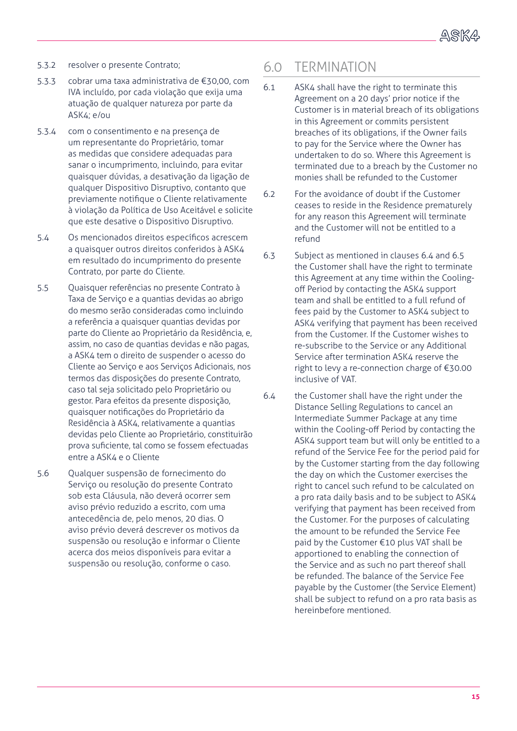5.3.2 resolver o presente Contrato;

5.3.3 cobrar uma taxa administrativa de €30,00, com IVA incluído, por cada violação que exija uma atuação de qualquer natureza por parte da ASK4; e/ou

5.3.4 com o consentimento e na presença de um representante do Proprietário, tomar as medidas que considere adequadas para sanar o incumprimento, incluindo, para evitar quaisquer dúvidas, a desativação da ligação de qualquer Dispositivo Disruptivo, contanto que previamente notifique o Cliente relativamente à violação da Política de Uso Aceitável e solicite que este desative o Dispositivo Disruptivo.

5.4 Os mencionados direitos específicos acrescem a quaisquer outros direitos conferidos à ASK4 em resultado do incumprimento do presente Contrato, por parte do Cliente.

5.5 Quaisquer referências no presente Contrato à Taxa de Serviço e a quantias devidas ao abrigo do mesmo serão consideradas como incluindo a referência a quaisquer quantias devidas por parte do Cliente ao Proprietário da Residência, e, assim, no caso de quantias devidas e não pagas, a ASK4 tem o direito de suspender o acesso do Cliente ao Serviço e aos Serviços Adicionais, nos termos das disposições do presente Contrato, caso tal seja solicitado pelo Proprietário ou gestor. Para efeitos da presente disposição, quaisquer notificações do Proprietário da Residência à ASK4, relativamente a quantias devidas pelo Cliente ao Proprietário, constituirão prova suficiente, tal como se fossem efectuadas entre a ASK4 e o Cliente

5.6 Qualquer suspensão de fornecimento do Serviço ou resolução do presente Contrato sob esta Cláusula, não deverá ocorrer sem aviso prévio reduzido a escrito, com uma antecedência de, pelo menos, 20 dias. O aviso prévio deverá descrever os motivos da suspensão ou resolução e informar o Cliente acerca dos meios disponíveis para evitar a suspensão ou resolução, conforme o caso.

## 6.0 TERMINATION

6.1 ASK4 shall have the right to terminate this Agreement on a 20 days' prior notice if the Customer is in material breach of its obligations in this Agreement or commits persistent breaches of its obligations, if the Owner fails to pay for the Service where the Owner has undertaken to do so. Where this Agreement is terminated due to a breach by the Customer no monies shall be refunded to the Customer

6.2 For the avoidance of doubt if the Customer ceases to reside in the Residence prematurely for any reason this Agreement will terminate and the Customer will not be entitled to a refund

6.3 Subject as mentioned in clauses 6.4 and 6.5 the Customer shall have the right to terminate this Agreement at any time within the Cooling-off Period by contacting the ASK4 support team and shall be entitled to a full refund of fees paid by the Customer to ASK4 subject to ASK4 verifying that payment has been received from the Customer. If the Customer wishes to re-subscribe to the Service or any Additional Service after termination ASK4 reserve the right to levy a re-connection charge of €30.00 inclusive of VAT.

6.4 the Customer shall have the right under the Distance Selling Regulations to cancel an Intermediate Summer Package at any time within the Cooling-off Period by contacting the ASK4 support team but will only be entitled to a refund of the Service Fee for the period paid for by the Customer starting from the day following the day on which the Customer exercises the right to cancel such refund to be calculated on a pro rata daily basis and to be subject to ASK4 verifying that payment has been received from the Customer. For the purposes of calculating the amount to be refunded the Service Fee paid by the Customer €10 plus VAT shall be apportioned to enabling the connection of the Service and as such no part thereof shall be refunded. The balance of the Service Fee payable by the Customer (the Service Element) shall be subject to refund on a pro rata basis as hereinbefore mentioned.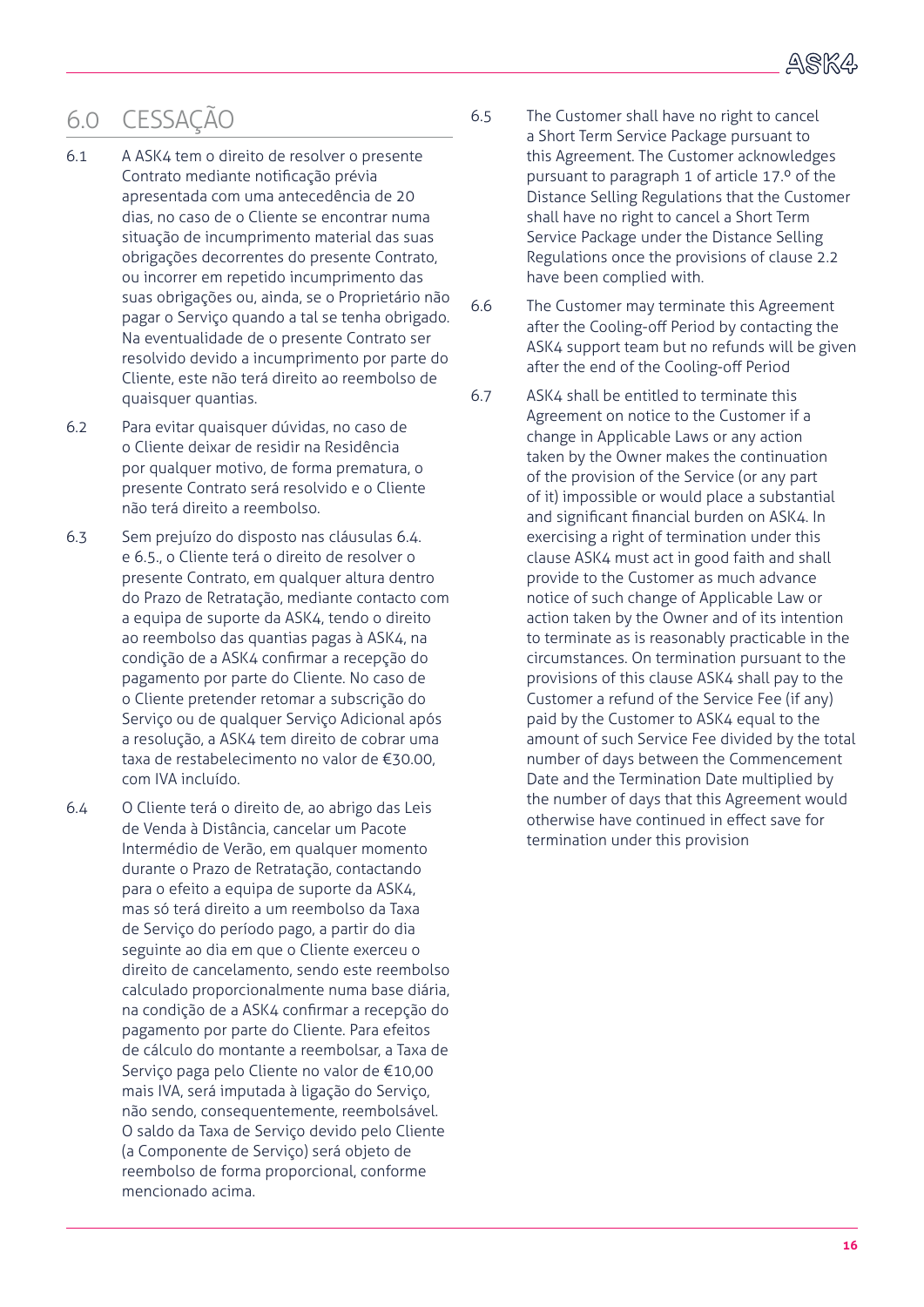## 6.0 CESSAÇÃO

6.1 A ASK4 tem o direito de resolver o presente Contrato mediante notificação prévia apresentada com uma antecedência de 20 dias, no caso de o Cliente se encontrar numa situação de incumprimento material das suas obrigações decorrentes do presente Contrato, ou incorrer em repetido incumprimento das suas obrigações ou, ainda, se o Proprietário não pagar o Serviço quando a tal se tenha obrigado. Na eventualidade de o presente Contrato ser resolvido devido a incumprimento por parte do Cliente, este não terá direito ao reembolso de quaisquer quantias.

6.2 Para evitar quaisquer dúvidas, no caso de o Cliente deixar de residir na Residência por qualquer motivo, de forma prematura, o presente Contrato será resolvido e o Cliente não terá direito a reembolso.

6.3 Sem prejuízo do disposto nas cláusulas 6.4. e 6.5., o Cliente terá o direito de resolver o presente Contrato, em qualquer altura dentro do Prazo de Retratação, mediante contacto com a equipa de suporte da ASK4, tendo o direito ao reembolso das quantias pagas à ASK4, na condição de a ASK4 confirmar a recepção do pagamento por parte do Cliente. No caso de o Cliente pretender retomar a subscrição do Serviço ou de qualquer Serviço Adicional após a resolução, a ASK4 tem direito de cobrar uma taxa de restabelecimento no valor de €30.00, com IVA incluído.

6.4 O Cliente terá o direito de, ao abrigo das Leis de Venda à Distância, cancelar um Pacote Intermédio de Verão, em qualquer momento durante o Prazo de Retratação, contactando para o efeito a equipa de suporte da ASK4, mas só terá direito a um reembolso da Taxa de Serviço do período pago, a partir do dia seguinte ao dia em que o Cliente exerceu o direito de cancelamento, sendo este reembolso calculado proporcionalmente numa base diária, na condição de a ASK4 confirmar a recepção do pagamento por parte do Cliente. Para efeitos de cálculo do montante a reembolsar, a Taxa de Serviço paga pelo Cliente no valor de €10,00 mais IVA, será imputada à ligação do Serviço, não sendo, consequentemente, reembolsável. O saldo da Taxa de Serviço devido pelo Cliente (a Componente de Serviço) será objeto de reembolso de forma proporcional, conforme mencionado acima.

6.5 The Customer shall have no right to cancel a Short Term Service Package pursuant to this Agreement. The Customer acknowledges pursuant to paragraph 1 of article 17.º of the Distance Selling Regulations that the Customer shall have no right to cancel a Short Term Service Package under the Distance Selling Regulations once the provisions of clause 2.2 have been complied with.

6.6 The Customer may terminate this Agreement after the Cooling-off Period by contacting the ASK4 support team but no refunds will be given after the end of the Cooling-off Period

6.7 ASK4 shall be entitled to terminate this Agreement on notice to the Customer if a change in Applicable Laws or any action taken by the Owner makes the continuation of the provision of the Service (or any part of it) impossible or would place a substantial and significant financial burden on ASK4. In exercising a right of termination under this clause ASK4 must act in good faith and shall provide to the Customer as much advance notice of such change of Applicable Law or action taken by the Owner and of its intention to terminate as is reasonably practicable in the circumstances. On termination pursuant to the provisions of this clause ASK4 shall pay to the Customer a refund of the Service Fee (if any) paid by the Customer to ASK4 equal to the amount of such Service Fee divided by the total number of days between the Commencement Date and the Termination Date multiplied by the number of days that this Agreement would otherwise have continued in effect save for termination under this provision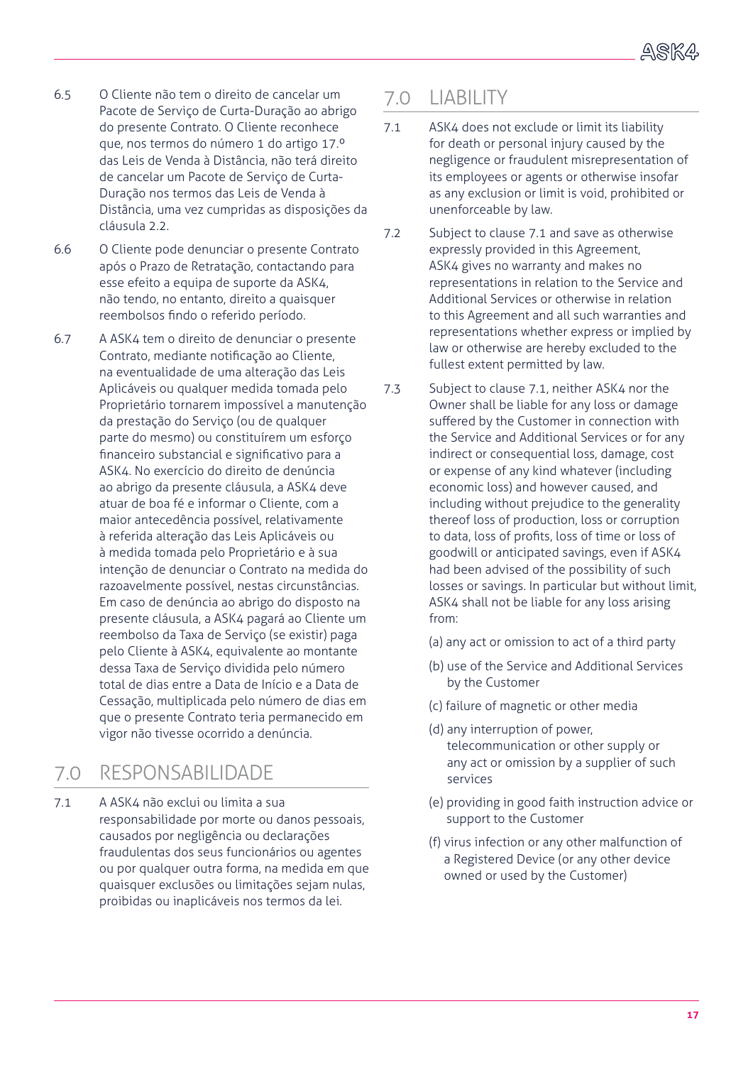6.5 O Cliente não tem o direito de cancelar um Pacote de Serviço de Curta-Duração ao abrigo do presente Contrato. O Cliente reconhece que, nos termos do número 1 do artigo 17.º das Leis de Venda à Distância, não terá direito de cancelar um Pacote de Serviço de Curta-Duração nos termos das Leis de Venda à Distância, uma vez cumpridas as disposições da cláusula 2.2.

6.6 O Cliente pode denunciar o presente Contrato após o Prazo de Retratação, contactando para esse efeito a equipa de suporte da ASK4, não tendo, no entanto, direito a quaisquer reembolsos findo o referido período.

6.7 A ASK4 tem o direito de denunciar o presente Contrato, mediante notificação ao Cliente, na eventualidade de uma alteração das Leis Aplicáveis ou qualquer medida tomada pelo Proprietário tornarem impossível a manutenção da prestação do Serviço (ou de qualquer parte do mesmo) ou constituírem um esforço financeiro substancial e significativo para a ASK4. No exercício do direito de denúncia ao abrigo da presente cláusula, a ASK4 deve atuar de boa fé e informar o Cliente, com a maior antecedência possível, relativamente à referida alteração das Leis Aplicáveis ou à medida tomada pelo Proprietário e à sua intenção de denunciar o Contrato na medida do razoavelmente possível, nestas circunstâncias. Em caso de denúncia ao abrigo do disposto na presente cláusula, a ASK4 pagará ao Cliente um reembolso da Taxa de Serviço (se existir) paga pelo Cliente à ASK4, equivalente ao montante dessa Taxa de Serviço dividida pelo número total de dias entre a Data de Início e a Data de Cessação, multiplicada pelo número de dias em que o presente Contrato teria permanecido em vigor não tivesse ocorrido a denúncia.

## 7.0 RESPONSABILIDADE

7.1 A ASK4 não exclui ou limita a sua responsabilidade por morte ou danos pessoais, causados por negligência ou declarações fraudulentas dos seus funcionários ou agentes ou por qualquer outra forma, na medida em que quaisquer exclusões ou limitações sejam nulas, proibidas ou inaplicáveis nos termos da lei.

## 7.0 LIABILITY

7.1 ASK4 does not exclude or limit its liability for death or personal injury caused by the negligence or fraudulent misrepresentation of its employees or agents or otherwise insofar as any exclusion or limit is void, prohibited or unenforceable by law.

7.2 Subject to clause 7.1 and save as otherwise expressly provided in this Agreement, ASK4 gives no warranty and makes no representations in relation to the Service and Additional Services or otherwise in relation to this Agreement and all such warranties and representations whether express or implied by law or otherwise are hereby excluded to the fullest extent permitted by law.

7.3 Subject to clause 7.1, neither ASK4 nor the Owner shall be liable for any loss or damage suffered by the Customer in connection with the Service and Additional Services or for any indirect or consequential loss, damage, cost or expense of any kind whatever (including economic loss) and however caused, and including without prejudice to the generality thereof loss of production, loss or corruption to data, loss of profits, loss of time or loss of goodwill or anticipated savings, even if ASK4 had been advised of the possibility of such losses or savings. In particular but without limit, ASK4 shall not be liable for any loss arising from:

(a) any act or omission to act of a third party

(b) use of the Service and Additional Services by the Customer

(c) failure of magnetic or other media

(d) any interruption of power, telecommunication or other supply or any act or omission by a supplier of such services

(e) providing in good faith instruction advice or support to the Customer

(f) virus infection or any other malfunction of a Registered Device (or any other device owned or used by the Customer)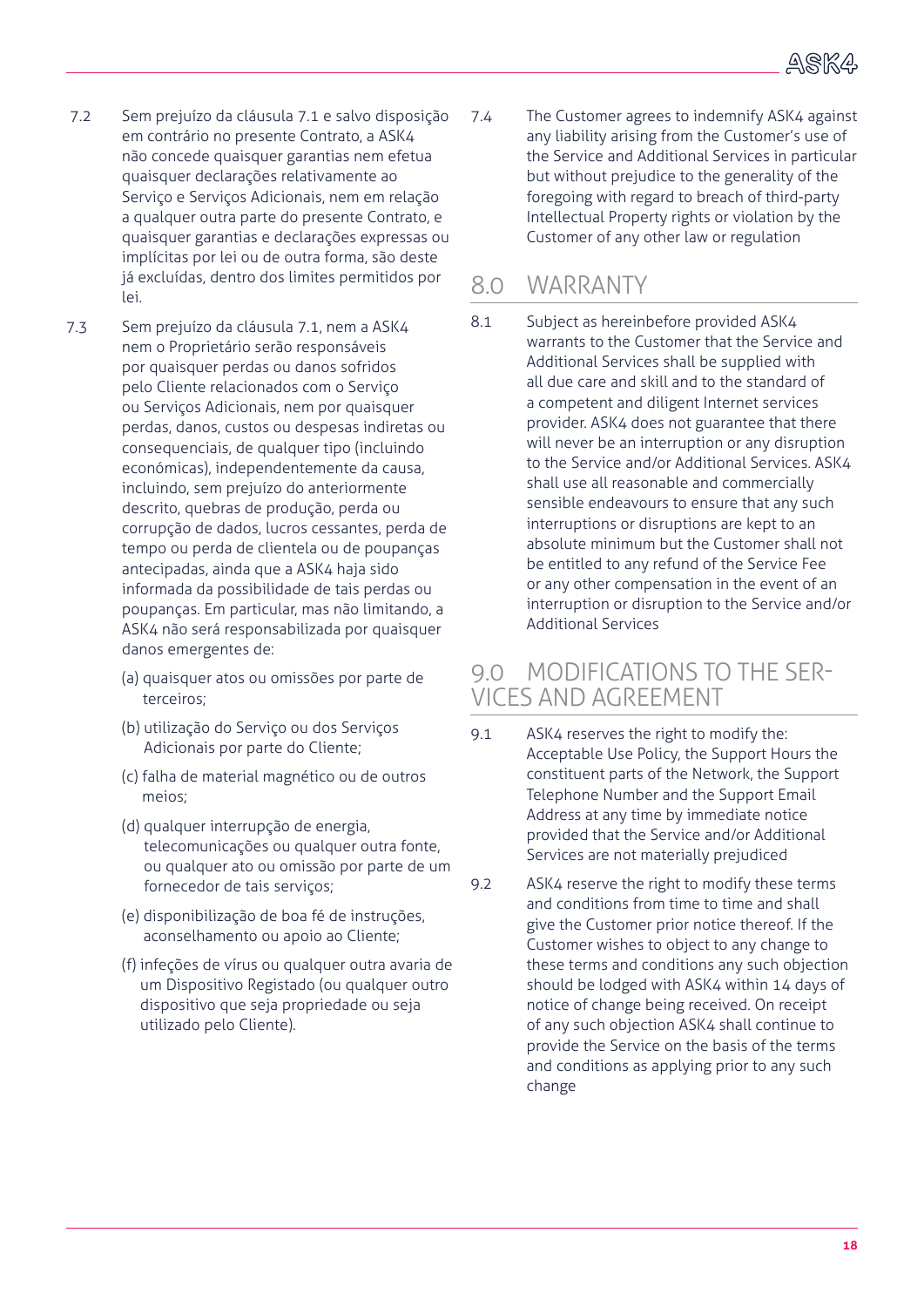7.2 Sem prejuízo da cláusula 7.1 e salvo disposição em contrário no presente Contrato, a ASK4 não concede quaisquer garantias nem efetua quaisquer declarações relativamente ao Serviço e Serviços Adicionais, nem em relação a qualquer outra parte do presente Contrato, e quaisquer garantias e declarações expressas ou implícitas por lei ou de outra forma, são deste já excluídas, dentro dos limites permitidos por lei.

7.3 Sem prejuízo da cláusula 7.1, nem a ASK4 nem o Proprietário serão responsáveis por quaisquer perdas ou danos sofridos pelo Cliente relacionados com o Serviço ou Serviços Adicionais, nem por quaisquer perdas, danos, custos ou despesas indiretas ou consequenciais, de qualquer tipo (incluindo económicas), independentemente da causa, incluindo, sem prejuízo do anteriormente descrito, quebras de produção, perda ou corrupção de dados, lucros cessantes, perda de tempo ou perda de clientela ou de poupanças antecipadas, ainda que a ASK4 haja sido informada da possibilidade de tais perdas ou poupanças. Em particular, mas não limitando, a ASK4 não será responsabilizada por quaisquer danos emergentes de:

(a) quaisquer atos ou omissões por parte de terceiros;

(b) utilização do Serviço ou dos Serviços Adicionais por parte do Cliente;

(c) falha de material magnético ou de outros meios;

(d) qualquer interrupção de energia, telecomunicações ou qualquer outra fonte, ou qualquer ato ou omissão por parte de um fornecedor de tais serviços;

(e) disponibilização de boa fé de instruções, aconselhamento ou apoio ao Cliente;

(f) infeções de vírus ou qualquer outra avaria de um Dispositivo Registado (ou qualquer outro dispositivo que seja propriedade ou seja utilizado pelo Cliente).

7.4 The Customer agrees to indemnify ASK4 against any liability arising from the Customer's use of the Service and Additional Services in particular but without prejudice to the generality of the foregoing with regard to breach of third-party Intellectual Property rights or violation by the Customer of any other law or regulation

## 8.0 WARRANTY

8.1 Subject as hereinbefore provided ASK4 warrants to the Customer that the Service and Additional Services shall be supplied with all due care and skill and to the standard of a competent and diligent Internet services provider. ASK4 does not guarantee that there will never be an interruption or any disruption to the Service and/or Additional Services. ASK4 shall use all reasonable and commercially sensible endeavours to ensure that any such interruptions or disruptions are kept to an absolute minimum but the Customer shall not be entitled to any refund of the Service Fee or any other compensation in the event of an interruption or disruption to the Service and/or Additional Services

## 9.0 MODIFICATIONS TO THE SERVICES AND AGREEMENT

9.1 ASK4 reserves the right to modify the: Acceptable Use Policy, the Support Hours the constituent parts of the Network, the Support Telephone Number and the Support Email Address at any time by immediate notice provided that the Service and/or Additional Services are not materially prejudiced

9.2 ASK4 reserve the right to modify these terms and conditions from time to time and shall give the Customer prior notice thereof. If the Customer wishes to object to any change to these terms and conditions any such objection should be lodged with ASK4 within 14 days of notice of change being received. On receipt of any such objection ASK4 shall continue to provide the Service on the basis of the terms and conditions as applying prior to any such change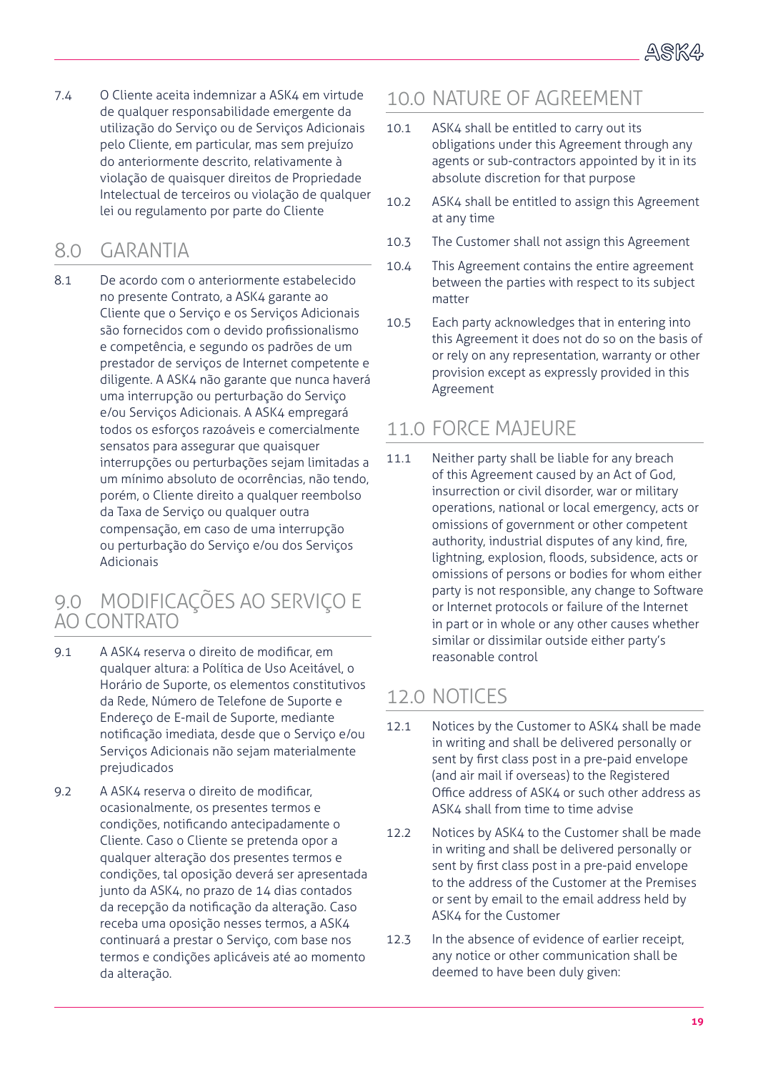7.4 O Cliente aceita indemnizar a ASK4 em virtude de qualquer responsabilidade emergente da utilização do Serviço ou de Serviços Adicionais pelo Cliente, em particular, mas sem prejuízo do anteriormente descrito, relativamente à violação de quaisquer direitos de Propriedade Intelectual de terceiros ou violação de qualquer lei ou regulamento por parte do Cliente

## 8.0 GARANTIA

8.1 De acordo com o anteriormente estabelecido no presente Contrato, a ASK4 garante ao Cliente que o Serviço e os Serviços Adicionais são fornecidos com o devido profissionalismo e competência, e segundo os padrões de um prestador de serviços de Internet competente e diligente. A ASK4 não garante que nunca haverá uma interrupção ou perturbação do Serviço e/ou Serviços Adicionais. A ASK4 empregará todos os esforços razoáveis e comercialmente sensatos para assegurar que quaisquer interrupções ou perturbações sejam limitadas a um mínimo absoluto de ocorrências, não tendo, porém, o Cliente direito a qualquer reembolso da Taxa de Serviço ou qualquer outra compensação, em caso de uma interrupção ou perturbação do Serviço e/ou dos Serviços Adicionais

## 9.0 MODIFICAÇÕES AO SERVIÇO E AO CONTRATO

9.1 A ASK4 reserva o direito de modificar, em qualquer altura: a Política de Uso Aceitável, o Horário de Suporte, os elementos constitutivos da Rede, Número de Telefone de Suporte e Endereço de E-mail de Suporte, mediante notificação imediata, desde que o Serviço e/ou Serviços Adicionais não sejam materialmente prejudicados

9.2 A ASK4 reserva o direito de modificar, ocasionalmente, os presentes termos e condições, notificando antecipadamente o Cliente. Caso o Cliente se pretenda opor a qualquer alteração dos presentes termos e condições, tal oposição deverá ser apresentada junto da ASK4, no prazo de 14 dias contados da recepção da notificação da alteração. Caso receba uma oposição nesses termos, a ASK4 continuará a prestar o Serviço, com base nos termos e condições aplicáveis até ao momento da alteração.

## 10.0 NATURE OF AGREEMENT

10.1 ASK4 shall be entitled to carry out its obligations under this Agreement through any agents or sub-contractors appointed by it in its absolute discretion for that purpose

10.2 ASK4 shall be entitled to assign this Agreement at any time

10.3 The Customer shall not assign this Agreement

10.4 This Agreement contains the entire agreement between the parties with respect to its subject matter

10.5 Each party acknowledges that in entering into this Agreement it does not do so on the basis of or rely on any representation, warranty or other provision except as expressly provided in this Agreement

## 11.0 FORCE MAJEURE

11.1 Neither party shall be liable for any breach of this Agreement caused by an Act of God, insurrection or civil disorder, war or military operations, national or local emergency, acts or omissions of government or other competent authority, industrial disputes of any kind, fire, lightning, explosion, floods, subsidence, acts or omissions of persons or bodies for whom either party is not responsible, any change to Software or Internet protocols or failure of the Internet in part or in whole or any other causes whether similar or dissimilar outside either party's reasonable control

## 12.0 NOTICES

12.1 Notices by the Customer to ASK4 shall be made in writing and shall be delivered personally or sent by first class post in a pre-paid envelope (and air mail if overseas) to the Registered Office address of ASK4 or such other address as ASK4 shall from time to time advise

12.2 Notices by ASK4 to the Customer shall be made in writing and shall be delivered personally or sent by first class post in a pre-paid envelope to the address of the Customer at the Premises or sent by email to the email address held by ASK4 for the Customer

12.3 In the absence of evidence of earlier receipt, any notice or other communication shall be deemed to have been duly given: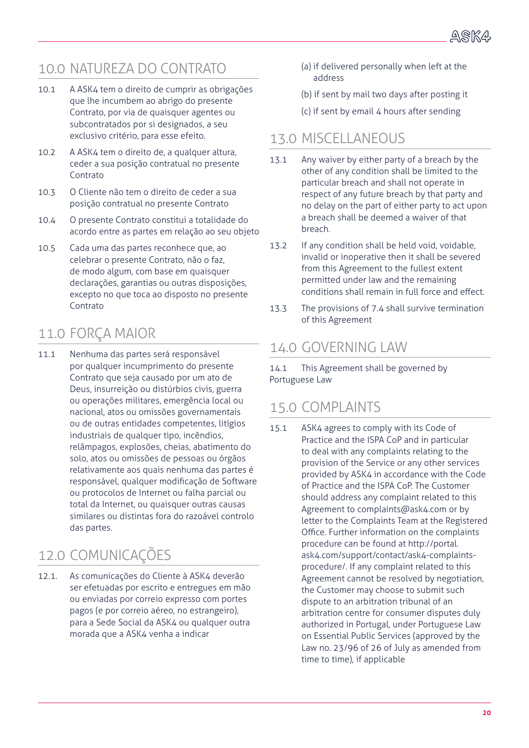## 10.0 NATUREZA DO CONTRATO

10.1 A ASK4 tem o direito de cumprir as obrigações que lhe incumbem ao abrigo do presente Contrato, por via de quaisquer agentes ou subcontratados por si designados, a seu exclusivo critério, para esse efeito.

10.2 A ASK4 tem o direito de, a qualquer altura, ceder a sua posição contratual no presente Contrato

10.3 O Cliente não tem o direito de ceder a sua posição contratual no presente Contrato

10.4 O presente Contrato constitui a totalidade do acordo entre as partes em relação ao seu objeto

10.5 Cada uma das partes reconhece que, ao celebrar o presente Contrato, não o faz, de modo algum, com base em quaisquer declarações, garantias ou outras disposições, excepto no que toca ao disposto no presente Contrato

## 11.0 FORÇA MAIOR

11.1 Nenhuma das partes será responsável por qualquer incumprimento do presente Contrato que seja causado por um ato de Deus, insurreição ou distúrbios civis, guerra ou operações militares, emergência local ou nacional, atos ou omissões governamentais ou de outras entidades competentes, litígios industriais de qualquer tipo, incêndios, relâmpagos, explosões, cheias, abatimento do solo, atos ou omissões de pessoas ou órgãos relativamente aos quais nenhuma das partes é responsável, qualquer modificação de Software ou protocolos de Internet ou falha parcial ou total da Internet, ou quaisquer outras causas similares ou distintas fora do razoável controlo das partes.

## 12.0 COMUNICAÇÕES

12.1. As comunicações do Cliente à ASK4 deverão ser efetuadas por escrito e entregues em mão ou enviadas por correio expresso com portes pagos (e por correio aéreo, no estrangeiro), para a Sede Social da ASK4 ou qualquer outra morada que a ASK4 venha a indicar

(a) if delivered personally when left at the address

(b) if sent by mail two days after posting it

(c) if sent by email 4 hours after sending

## 13.0 MISCELLANEOUS

13.1 Any waiver by either party of a breach by the other of any condition shall be limited to the particular breach and shall not operate in respect of any future breach by that party and no delay on the part of either party to act upon a breach shall be deemed a waiver of that breach.

13.2 If any condition shall be held void, voidable, invalid or inoperative then it shall be severed from this Agreement to the fullest extent permitted under law and the remaining conditions shall remain in full force and effect.

13.3 The provisions of 7.4 shall survive termination of this Agreement

## 14.0 GOVERNING LAW

14.1 This Agreement shall be governed by Portuguese Law

## 15.0 COMPLAINTS

15.1 ASK4 agrees to comply with its Code of Practice and the ISPA CoP and in particular to deal with any complaints relating to the provision of the Service or any other services provided by ASK4 in accordance with the Code of Practice and the ISPA CoP. The Customer should address any complaint related to this Agreement to complaints@ask4.com or by letter to the Complaints Team at the Registered Office. Further information on the complaints procedure can be found at http://portal.ask4.com/support/contact/ask4-complaints-procedure/. If any complaint related to this Agreement cannot be resolved by negotiation, the Customer may choose to submit such dispute to an arbitration tribunal of an arbitration centre for consumer disputes duly authorized in Portugal, under Portuguese Law on Essential Public Services (approved by the Law no. 23/96 of 26 of July as amended from time to time), if applicable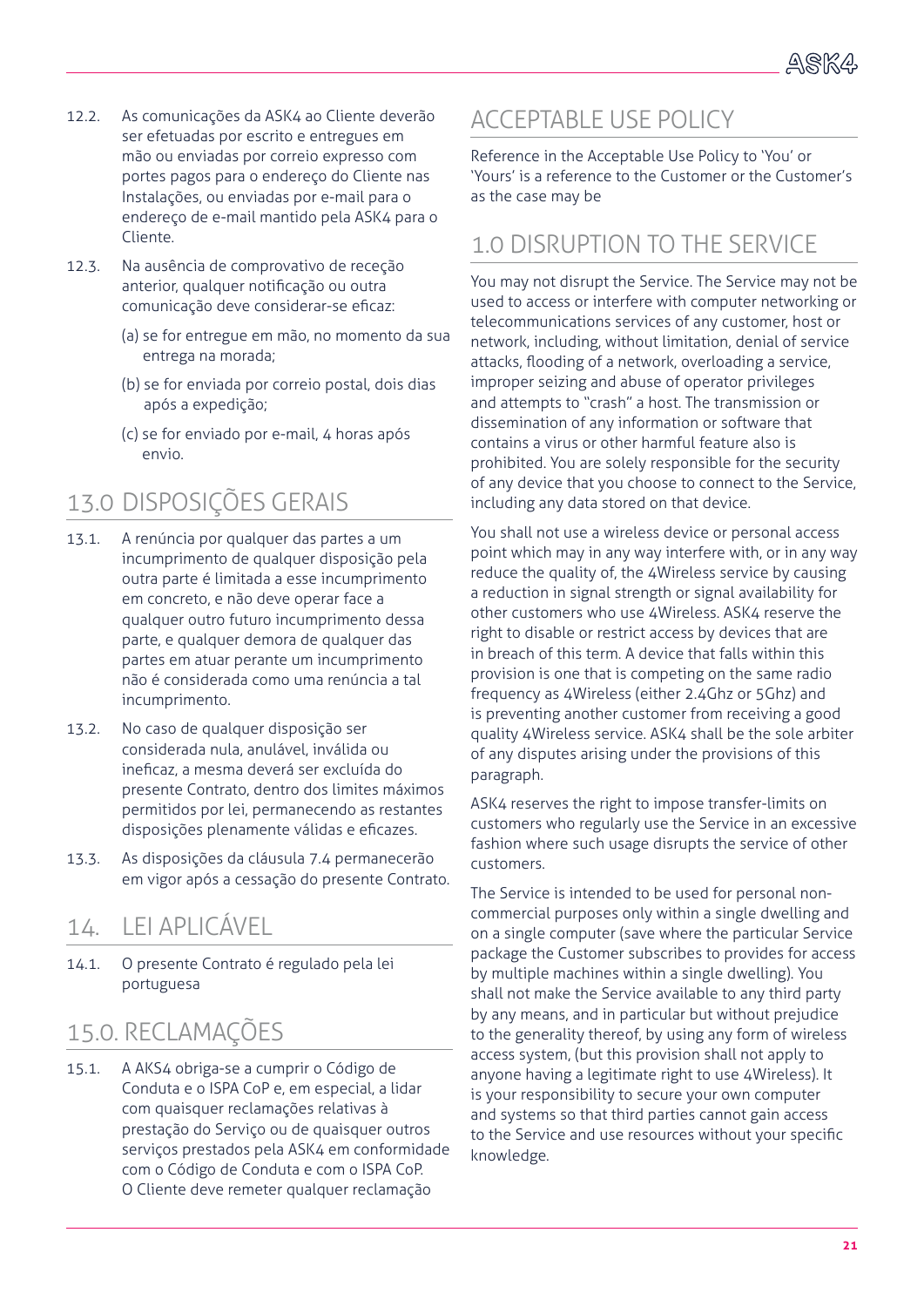12.2. As comunicações da ASK4 ao Cliente deverão ser efetuadas por escrito e entregues em mão ou enviadas por correio expresso com portes pagos para o endereço do Cliente nas Instalações, ou enviadas por e-mail para o endereço de e-mail mantido pela ASK4 para o Cliente.

12.3. Na ausência de comprovativo de receção anterior, qualquer notificação ou outra comunicação deve considerar-se eficaz:

(a) se for entregue em mão, no momento da sua entrega na morada;

(b) se for enviada por correio postal, dois dias após a expedição;

(c) se for enviado por e-mail, 4 horas após envio.

## 13.0 DISPOSIÇÕES GERAIS

13.1. A renúncia por qualquer das partes a um incumprimento de qualquer disposição pela outra parte é limitada a esse incumprimento em concreto, e não deve operar face a qualquer outro futuro incumprimento dessa parte, e qualquer demora de qualquer das partes em atuar perante um incumprimento não é considerada como uma renúncia a tal incumprimento.

13.2. No caso de qualquer disposição ser considerada nula, anulável, inválida ou ineficaz, a mesma deverá ser excluída do presente Contrato, dentro dos limites máximos permitidos por lei, permanecendo as restantes disposições plenamente válidas e eficazes.

13.3. As disposições da cláusula 7.4 permanecerão em vigor após a cessação do presente Contrato.

## 14. LEI APLICÁVEL

14.1. O presente Contrato é regulado pela lei portuguesa

## 15.0. RECLAMAÇÕES

15.1. A AKS4 obriga-se a cumprir o Código de Conduta e o ISPA CoP e, em especial, a lidar com quaisquer reclamações relativas à prestação do Serviço ou de quaisquer outros serviços prestados pela ASK4 em conformidade com o Código de Conduta e com o ISPA CoP. O Cliente deve remeter qualquer reclamação

# ACCEPTABLE USE POLICY

Reference in the Acceptable Use Policy to 'You' or 'Yours' is a reference to the Customer or the Customer's as the case may be

## 1.0 DISRUPTION TO THE SERVICE

You may not disrupt the Service. The Service may not be used to access or interfere with computer networking or telecommunications services of any customer, host or network, including, without limitation, denial of service attacks, flooding of a network, overloading a service, improper seizing and abuse of operator privileges and attempts to "crash" a host. The transmission or dissemination of any information or software that contains a virus or other harmful feature also is prohibited. You are solely responsible for the security of any device that you choose to connect to the Service, including any data stored on that device.

You shall not use a wireless device or personal access point which may in any way interfere with, or in any way reduce the quality of, the 4Wireless service by causing a reduction in signal strength or signal availability for other customers who use 4Wireless. ASK4 reserve the right to disable or restrict access by devices that are in breach of this term. A device that falls within this provision is one that is competing on the same radio frequency as 4Wireless (either 2.4Ghz or 5Ghz) and is preventing another customer from receiving a good quality 4Wireless service. ASK4 shall be the sole arbiter of any disputes arising under the provisions of this paragraph.

ASK4 reserves the right to impose transfer-limits on customers who regularly use the Service in an excessive fashion where such usage disrupts the service of other customers.

The Service is intended to be used for personal non-commercial purposes only within a single dwelling and on a single computer (save where the particular Service package the Customer subscribes to provides for access by multiple machines within a single dwelling). You shall not make the Service available to any third party by any means, and in particular but without prejudice to the generality thereof, by using any form of wireless access system, (but this provision shall not apply to anyone having a legitimate right to use 4Wireless). It is your responsibility to secure your own computer and systems so that third parties cannot gain access to the Service and use resources without your specific knowledge.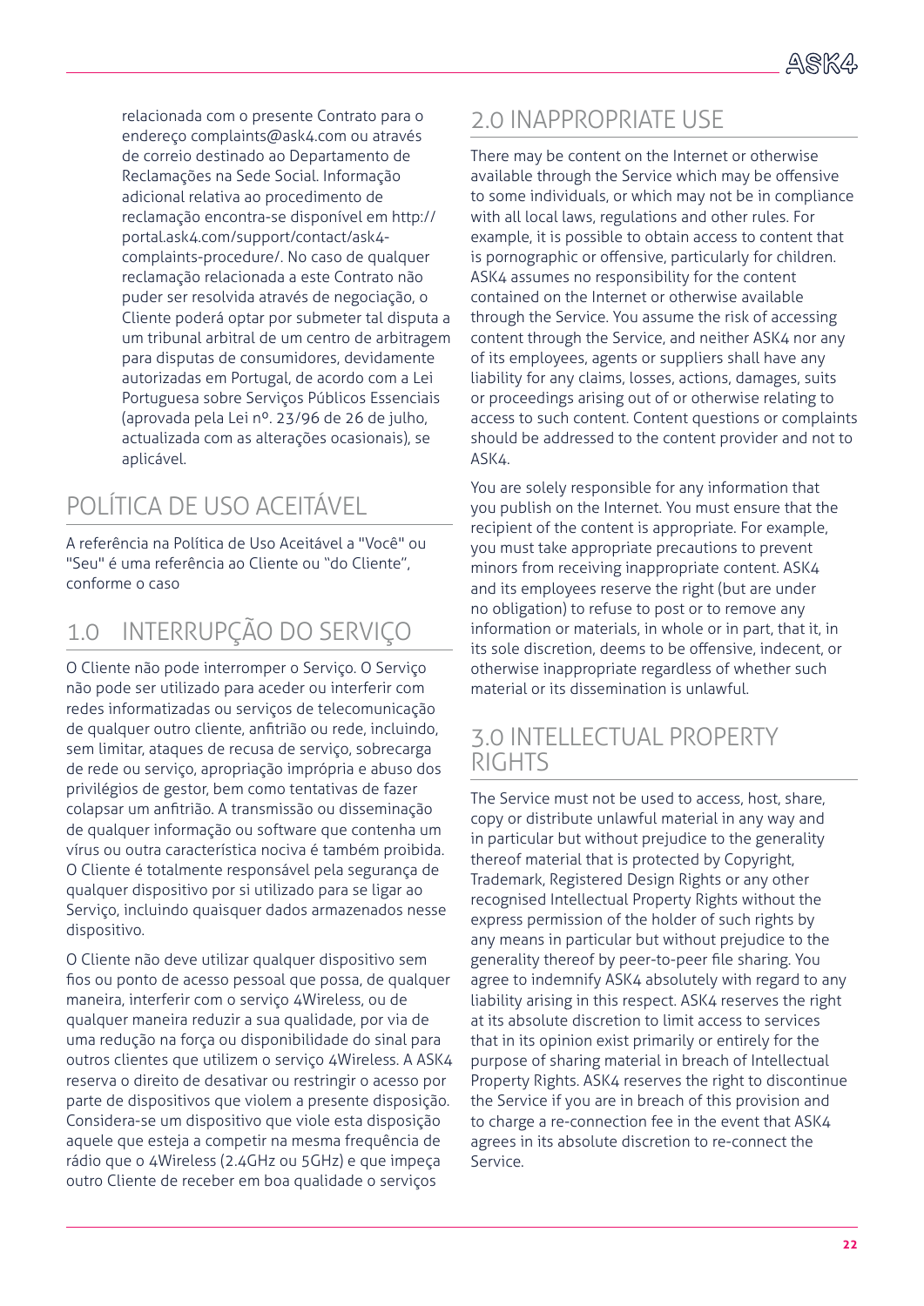relacionada com o presente Contrato para o endereço complaints@ask4.com ou através de correio destinado ao Departamento de Reclamações na Sede Social. Informação adicional relativa ao procedimento de reclamação encontra-se disponível em http://portal.ask4.com/support/contact/ask4-complaints-procedure/. No caso de qualquer reclamação relacionada a este Contrato não puder ser resolvida através de negociação, o Cliente poderá optar por submeter tal disputa a um tribunal arbitral de um centro de arbitragem para disputas de consumidores, devidamente autorizadas em Portugal, de acordo com a Lei Portuguesa sobre Serviços Públicos Essenciais (aprovada pela Lei nº. 23/96 de 26 de julho, actualizada com as alterações ocasionais), se aplicável.

# POLÍTICA DE USO ACEITÁVEL

A referência na Política de Uso Aceitável a "Você" ou "Seu" é uma referência ao Cliente ou "do Cliente", conforme o caso

## 1.0 INTERRUPÇÃO DO SERVIÇO

O Cliente não pode interromper o Serviço. O Serviço não pode ser utilizado para aceder ou interferir com redes informatizadas ou serviços de telecomunicação de qualquer outro cliente, anfitrião ou rede, incluindo, sem limitar, ataques de recusa de serviço, sobrecarga de rede ou serviço, apropriação imprópria e abuso dos privilégios de gestor, bem como tentativas de fazer colapsar um anfitrião. A transmissão ou disseminação de qualquer informação ou software que contenha um vírus ou outra característica nociva é também proibida. O Cliente é totalmente responsável pela segurança de qualquer dispositivo por si utilizado para se ligar ao Serviço, incluindo quaisquer dados armazenados nesse dispositivo.

O Cliente não deve utilizar qualquer dispositivo sem fios ou ponto de acesso pessoal que possa, de qualquer maneira, interferir com o serviço 4Wireless, ou de qualquer maneira reduzir a sua qualidade, por via de uma redução na força ou disponibilidade do sinal para outros clientes que utilizem o serviço 4Wireless. A ASK4 reserva o direito de desativar ou restringir o acesso por parte de dispositivos que violem a presente disposição. Considera-se um dispositivo que viole esta disposição aquele que esteja a competir na mesma frequência de rádio que o 4Wireless (2.4GHz ou 5GHz) e que impeça outro Cliente de receber em boa qualidade o serviços

## 2.0 INAPPROPRIATE USE

There may be content on the Internet or otherwise available through the Service which may be offensive to some individuals, or which may not be in compliance with all local laws, regulations and other rules. For example, it is possible to obtain access to content that is pornographic or offensive, particularly for children. ASK4 assumes no responsibility for the content contained on the Internet or otherwise available through the Service. You assume the risk of accessing content through the Service, and neither ASK4 nor any of its employees, agents or suppliers shall have any liability for any claims, losses, actions, damages, suits or proceedings arising out of or otherwise relating to access to such content. Content questions or complaints should be addressed to the content provider and not to ASK4.

You are solely responsible for any information that you publish on the Internet. You must ensure that the recipient of the content is appropriate. For example, you must take appropriate precautions to prevent minors from receiving inappropriate content. ASK4 and its employees reserve the right (but are under no obligation) to refuse to post or to remove any information or materials, in whole or in part, that it, in its sole discretion, deems to be offensive, indecent, or otherwise inappropriate regardless of whether such material or its dissemination is unlawful.

## 3.0 INTELLECTUAL PROPERTY RIGHTS

The Service must not be used to access, host, share, copy or distribute unlawful material in any way and in particular but without prejudice to the generality thereof material that is protected by Copyright, Trademark, Registered Design Rights or any other recognised Intellectual Property Rights without the express permission of the holder of such rights by any means in particular but without prejudice to the generality thereof by peer-to-peer file sharing. You agree to indemnify ASK4 absolutely with regard to any liability arising in this respect. ASK4 reserves the right at its absolute discretion to limit access to services that in its opinion exist primarily or entirely for the purpose of sharing material in breach of Intellectual Property Rights. ASK4 reserves the right to discontinue the Service if you are in breach of this provision and to charge a re-connection fee in the event that ASK4 agrees in its absolute discretion to re-connect the Service.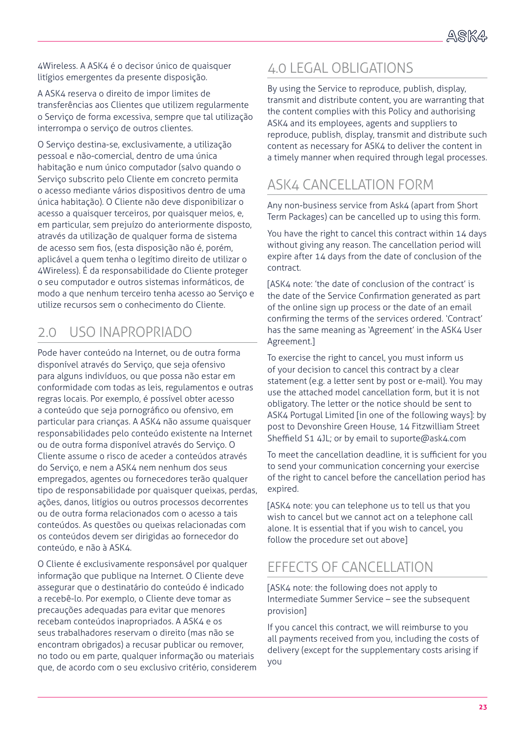4Wireless. A ASK4 é o decisor único de quaisquer litígios emergentes da presente disposição.

A ASK4 reserva o direito de impor limites de transferências aos Clientes que utilizem regularmente o Serviço de forma excessiva, sempre que tal utilização interrompa o serviço de outros clientes.

O Serviço destina-se, exclusivamente, a utilização pessoal e não-comercial, dentro de uma única habitação e num único computador (salvo quando o Serviço subscrito pelo Cliente em concreto permita o acesso mediante vários dispositivos dentro de uma única habitação). O Cliente não deve disponibilizar o acesso a quaisquer terceiros, por quaisquer meios, e, em particular, sem prejuízo do anteriormente disposto, através da utilização de qualquer forma de sistema de acesso sem fios, (esta disposição não é, porém, aplicável a quem tenha o legítimo direito de utilizar o 4Wireless). É da responsabilidade do Cliente proteger o seu computador e outros sistemas informáticos, de modo a que nenhum terceiro tenha acesso ao Serviço e utilize recursos sem o conhecimento do Cliente.

## 2.0 USO INAPROPRIADO

Pode haver conteúdo na Internet, ou de outra forma disponível através do Serviço, que seja ofensivo para alguns indivíduos, ou que possa não estar em conformidade com todas as leis, regulamentos e outras regras locais. Por exemplo, é possível obter acesso a conteúdo que seja pornográfico ou ofensivo, em particular para crianças. A ASK4 não assume quaisquer responsabilidades pelo conteúdo existente na Internet ou de outra forma disponível através do Serviço. O Cliente assume o risco de aceder a conteúdos através do Serviço, e nem a ASK4 nem nenhum dos seus empregados, agentes ou fornecedores terão qualquer tipo de responsabilidade por quaisquer queixas, perdas, ações, danos, litígios ou outros processos decorrentes ou de outra forma relacionados com o acesso a tais conteúdos. As questões ou queixas relacionadas com os conteúdos devem ser dirigidas ao fornecedor do conteúdo, e não à ASK4.

O Cliente é exclusivamente responsável por qualquer informação que publique na Internet. O Cliente deve assegurar que o destinatário do conteúdo é indicado a recebê-lo. Por exemplo, o Cliente deve tomar as precauções adequadas para evitar que menores recebam conteúdos inapropriados. A ASK4 e os seus trabalhadores reservam o direito (mas não se encontram obrigados) a recusar publicar ou remover, no todo ou em parte, qualquer informação ou materiais que, de acordo com o seu exclusivo critério, considerem

## 4.0 LEGAL OBLIGATIONS

By using the Service to reproduce, publish, display, transmit and distribute content, you are warranting that the content complies with this Policy and authorising ASK4 and its employees, agents and suppliers to reproduce, publish, display, transmit and distribute such content as necessary for ASK4 to deliver the content in a timely manner when required through legal processes.

## ASK4 CANCELLATION FORM

Any non-business service from Ask4 (apart from Short Term Packages) can be cancelled up to using this form.

You have the right to cancel this contract within 14 days without giving any reason. The cancellation period will expire after 14 days from the date of conclusion of the contract.

[ASK4 note: 'the date of conclusion of the contract' is the date of the Service Confirmation generated as part of the online sign up process or the date of an email confirming the terms of the services ordered. 'Contract' has the same meaning as 'Agreement' in the ASK4 User Agreement.]

To exercise the right to cancel, you must inform us of your decision to cancel this contract by a clear statement (e.g. a letter sent by post or e-mail). You may use the attached model cancellation form, but it is not obligatory. The letter or the notice should be sent to ASK4 Portugal Limited [in one of the following ways]: by post to Devonshire Green House, 14 Fitzwilliam Street Sheffield S1 4JL; or by email to suporte@ask4.com

To meet the cancellation deadline, it is sufficient for you to send your communication concerning your exercise of the right to cancel before the cancellation period has expired.

[ASK4 note: you can telephone us to tell us that you wish to cancel but we cannot act on a telephone call alone. It is essential that if you wish to cancel, you follow the procedure set out above]

## EFFECTS OF CANCELLATION

[ASK4 note: the following does not apply to Intermediate Summer Service – see the subsequent provision]

If you cancel this contract, we will reimburse to you all payments received from you, including the costs of delivery (except for the supplementary costs arising if you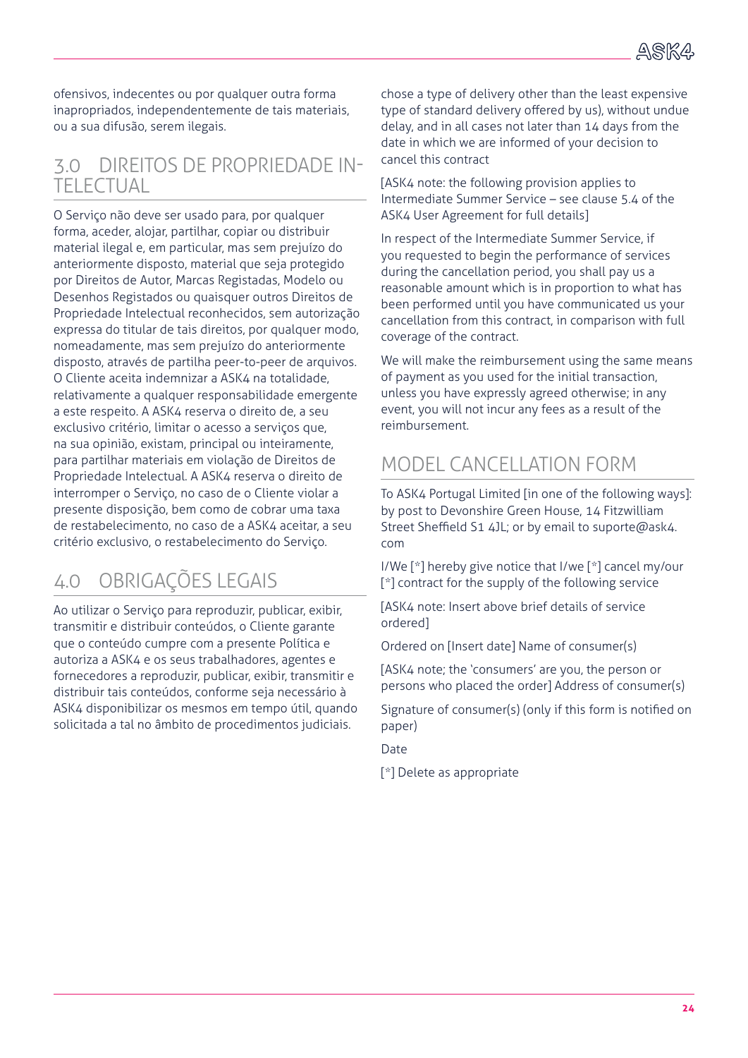ofensivos, indecentes ou por qualquer outra forma inapropriados, independentemente de tais materiais, ou a sua difusão, serem ilegais.

## 3.0 DIREITOS DE PROPRIEDADE INTELECTUAL

O Serviço não deve ser usado para, por qualquer forma, aceder, alojar, partilhar, copiar ou distribuir material ilegal e, em particular, mas sem prejuízo do anteriormente disposto, material que seja protegido por Direitos de Autor, Marcas Registadas, Modelo ou Desenhos Registados ou quaisquer outros Direitos de Propriedade Intelectual reconhecidos, sem autorização expressa do titular de tais direitos, por qualquer modo, nomeadamente, mas sem prejuízo do anteriormente disposto, através de partilha peer-to-peer de arquivos. O Cliente aceita indemnizar a ASK4 na totalidade, relativamente a qualquer responsabilidade emergente a este respeito. A ASK4 reserva o direito de, a seu exclusivo critério, limitar o acesso a serviços que, na sua opinião, existam, principal ou inteiramente, para partilhar materiais em violação de Direitos de Propriedade Intelectual. A ASK4 reserva o direito de interromper o Serviço, no caso de o Cliente violar a presente disposição, bem como de cobrar uma taxa de restabelecimento, no caso de a ASK4 aceitar, a seu critério exclusivo, o restabelecimento do Serviço.

## 4.0 OBRIGAÇÕES LEGAIS

Ao utilizar o Serviço para reproduzir, publicar, exibir, transmitir e distribuir conteúdos, o Cliente garante que o conteúdo cumpre com a presente Política e autoriza a ASK4 e os seus trabalhadores, agentes e fornecedores a reproduzir, publicar, exibir, transmitir e distribuir tais conteúdos, conforme seja necessário à ASK4 disponibilizar os mesmos em tempo útil, quando solicitada a tal no âmbito de procedimentos judiciais.

chose a type of delivery other than the least expensive type of standard delivery offered by us), without undue delay, and in all cases not later than 14 days from the date in which we are informed of your decision to cancel this contract

[ASK4 note: the following provision applies to Intermediate Summer Service – see clause 5.4 of the ASK4 User Agreement for full details]

In respect of the Intermediate Summer Service, if you requested to begin the performance of services during the cancellation period, you shall pay us a reasonable amount which is in proportion to what has been performed until you have communicated us your cancellation from this contract, in comparison with full coverage of the contract.

We will make the reimbursement using the same means of payment as you used for the initial transaction, unless you have expressly agreed otherwise; in any event, you will not incur any fees as a result of the reimbursement.

## MODEL CANCELLATION FORM

To ASK4 Portugal Limited [in one of the following ways]: by post to Devonshire Green House, 14 Fitzwilliam Street Sheffield S1 4JL; or by email to suporte@ask4.com

I/We [*] hereby give notice that I/we [*] cancel my/our [*] contract for the supply of the following service

[ASK4 note: Insert above brief details of service ordered]

Ordered on [Insert date] Name of consumer(s)

[ASK4 note; the 'consumers' are you, the person or persons who placed the order] Address of consumer(s)

Signature of consumer(s) (only if this form is notified on paper)

Date

[*] Delete as appropriate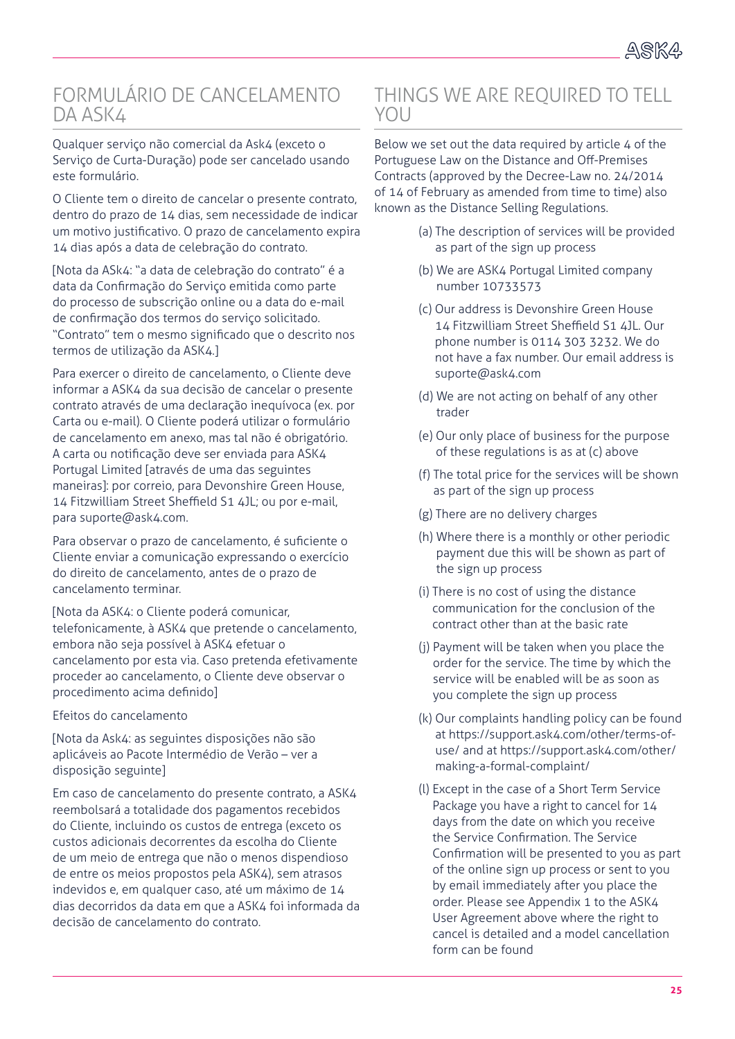## FORMULÁRIO DE CANCELAMENTO DA ASK4

Qualquer serviço não comercial da Ask4 (exceto o Serviço de Curta-Duração) pode ser cancelado usando este formulário.

O Cliente tem o direito de cancelar o presente contrato, dentro do prazo de 14 dias, sem necessidade de indicar um motivo justificativo. O prazo de cancelamento expira 14 dias após a data de celebração do contrato.

[Nota da ASk4: "a data de celebração do contrato" é a data da Confirmação do Serviço emitida como parte do processo de subscrição online ou a data do e-mail de confirmação dos termos do serviço solicitado. "Contrato" tem o mesmo significado que o descrito nos termos de utilização da ASK4.]

Para exercer o direito de cancelamento, o Cliente deve informar a ASK4 da sua decisão de cancelar o presente contrato através de uma declaração inequívoca (ex. por Carta ou e-mail). O Cliente poderá utilizar o formulário de cancelamento em anexo, mas tal não é obrigatório. A carta ou notificação deve ser enviada para ASK4 Portugal Limited [através de uma das seguintes maneiras]: por correio, para Devonshire Green House, 14 Fitzwilliam Street Sheffield S1 4JL; ou por e-mail, para suporte@ask4.com.

Para observar o prazo de cancelamento, é suficiente o Cliente enviar a comunicação expressando o exercício do direito de cancelamento, antes de o prazo de cancelamento terminar.

[Nota da ASK4: o Cliente poderá comunicar, telefonicamente, à ASK4 que pretende o cancelamento, embora não seja possível à ASK4 efetuar o cancelamento por esta via. Caso pretenda efetivamente proceder ao cancelamento, o Cliente deve observar o procedimento acima definido]

Efeitos do cancelamento

[Nota da Ask4: as seguintes disposições não são aplicáveis ao Pacote Intermédio de Verão – ver a disposição seguinte]

Em caso de cancelamento do presente contrato, a ASK4 reembolsará a totalidade dos pagamentos recebidos do Cliente, incluindo os custos de entrega (exceto os custos adicionais decorrentes da escolha do Cliente de um meio de entrega que não o menos dispendioso de entre os meios propostos pela ASK4), sem atrasos indevidos e, em qualquer caso, até um máximo de 14 dias decorridos da data em que a ASK4 foi informada da decisão de cancelamento do contrato.

## THINGS WE ARE REQUIRED TO TELL YOU

Below we set out the data required by article 4 of the Portuguese Law on the Distance and Off-Premises Contracts (approved by the Decree-Law no. 24/2014 of 14 of February as amended from time to time) also known as the Distance Selling Regulations.

(a) The description of services will be provided as part of the sign up process

(b) We are ASK4 Portugal Limited company number 10733573

(c) Our address is Devonshire Green House 14 Fitzwilliam Street Sheffield S1 4JL. Our phone number is 0114 303 3232. We do not have a fax number. Our email address is suporte@ask4.com

(d) We are not acting on behalf of any other trader

(e) Our only place of business for the purpose of these regulations is as at (c) above

(f) The total price for the services will be shown as part of the sign up process

(g) There are no delivery charges

(h) Where there is a monthly or other periodic payment due this will be shown as part of the sign up process

(i) There is no cost of using the distance communication for the conclusion of the contract other than at the basic rate

(j) Payment will be taken when you place the order for the service. The time by which the service will be enabled will be as soon as you complete the sign up process

(k) Our complaints handling policy can be found at https://support.ask4.com/other/terms-of-use/ and at https://support.ask4.com/other/making-a-formal-complaint/

(l) Except in the case of a Short Term Service Package you have a right to cancel for 14 days from the date on which you receive the Service Confirmation. The Service Confirmation will be presented to you as part of the online sign up process or sent to you by email immediately after you place the order. Please see Appendix 1 to the ASK4 User Agreement above where the right to cancel is detailed and a model cancellation form can be found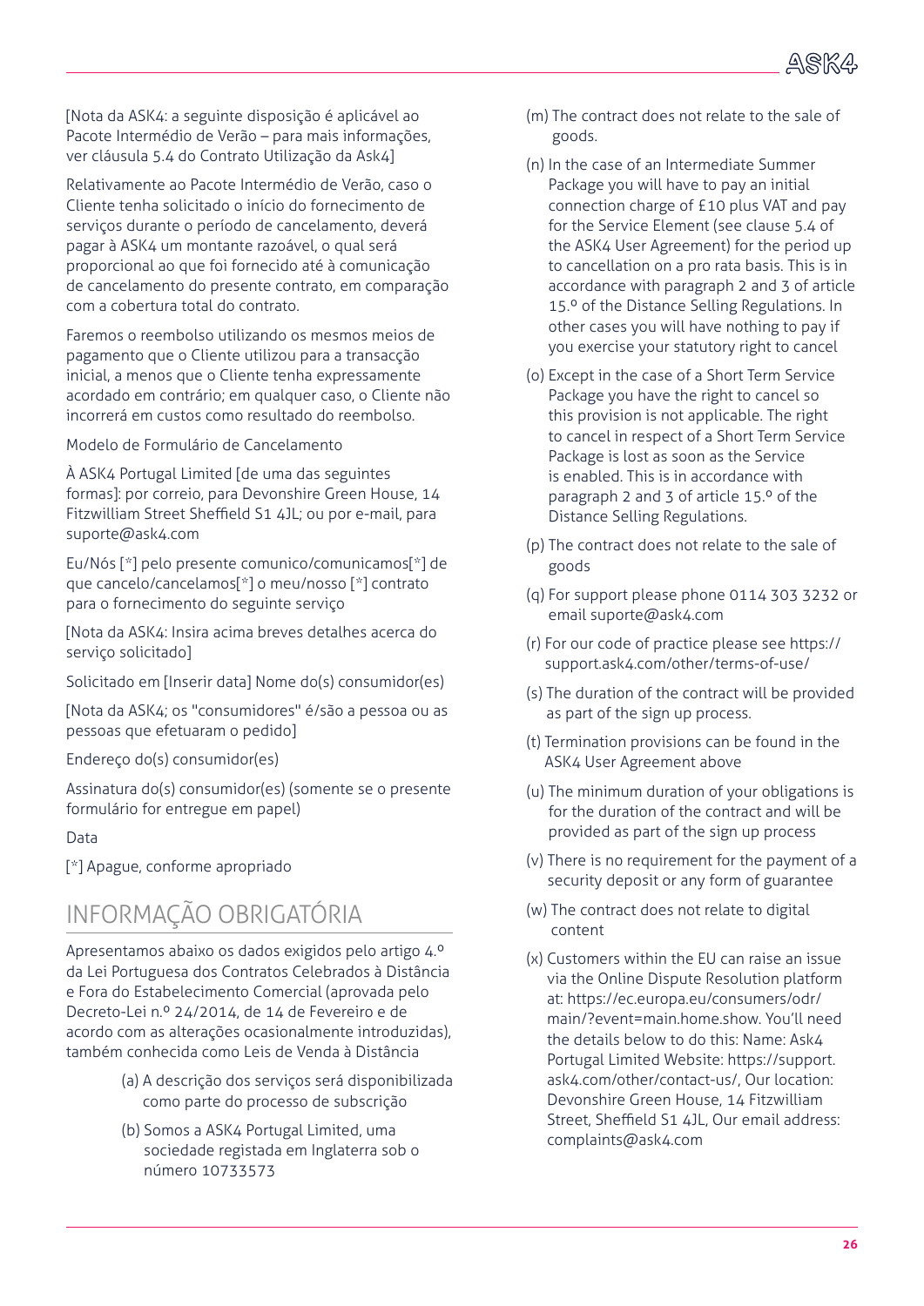[Nota da ASK4: a seguinte disposição é aplicável ao Pacote Intermédio de Verão – para mais informações, ver cláusula 5.4 do Contrato Utilização da Ask4]

Relativamente ao Pacote Intermédio de Verão, caso o Cliente tenha solicitado o início do fornecimento de serviços durante o período de cancelamento, deverá pagar à ASK4 um montante razoável, o qual será proporcional ao que foi fornecido até à comunicação de cancelamento do presente contrato, em comparação com a cobertura total do contrato.

Faremos o reembolso utilizando os mesmos meios de pagamento que o Cliente utilizou para a transacção inicial, a menos que o Cliente tenha expressamente acordado em contrário; em qualquer caso, o Cliente não incorrerá em custos como resultado do reembolso.

Modelo de Formulário de Cancelamento

À ASK4 Portugal Limited [de uma das seguintes formas]: por correio, para Devonshire Green House, 14 Fitzwilliam Street Sheffield S1 4JL; ou por e-mail, para suporte@ask4.com

Eu/Nós [*] pelo presente comunico/comunicamos[*] de que cancelo/cancelamos[*] o meu/nosso [*] contrato para o fornecimento do seguinte serviço

[Nota da ASK4: Insira acima breves detalhes acerca do serviço solicitado]

Solicitado em [Inserir data] Nome do(s) consumidor(es)

[Nota da ASK4; os "consumidores" é/são a pessoa ou as pessoas que efetuaram o pedido]

Endereço do(s) consumidor(es)

Assinatura do(s) consumidor(es) (somente se o presente formulário for entregue em papel)

Data

[*] Apague, conforme apropriado

## INFORMAÇÃO OBRIGATÓRIA

Apresentamos abaixo os dados exigidos pelo artigo 4.º da Lei Portuguesa dos Contratos Celebrados à Distância e Fora do Estabelecimento Comercial (aprovada pelo Decreto-Lei n.º 24/2014, de 14 de Fevereiro e de acordo com as alterações ocasionalmente introduzidas), também conhecida como Leis de Venda à Distância

(a) A descrição dos serviços será disponibilizada como parte do processo de subscrição

(b) Somos a ASK4 Portugal Limited, uma sociedade registada em Inglaterra sob o número 10733573

(m) The contract does not relate to the sale of goods.

(n) In the case of an Intermediate Summer Package you will have to pay an initial connection charge of £10 plus VAT and pay for the Service Element (see clause 5.4 of the ASK4 User Agreement) for the period up to cancellation on a pro rata basis. This is in accordance with paragraph 2 and 3 of article 15.º of the Distance Selling Regulations. In other cases you will have nothing to pay if you exercise your statutory right to cancel

(o) Except in the case of a Short Term Service Package you have the right to cancel so this provision is not applicable. The right to cancel in respect of a Short Term Service Package is lost as soon as the Service is enabled. This is in accordance with paragraph 2 and 3 of article 15.º of the Distance Selling Regulations.

(p) The contract does not relate to the sale of goods

(q) For support please phone 0114 303 3232 or email suporte@ask4.com

(r) For our code of practice please see https://support.ask4.com/other/terms-of-use/

(s) The duration of the contract will be provided as part of the sign up process.

(t) Termination provisions can be found in the ASK4 User Agreement above

(u) The minimum duration of your obligations is for the duration of the contract and will be provided as part of the sign up process

(v) There is no requirement for the payment of a security deposit or any form of guarantee

(w) The contract does not relate to digital content

(x) Customers within the EU can raise an issue via the Online Dispute Resolution platform at: https://ec.europa.eu/consumers/odr/main/?event=main.home.show. You'll need the details below to do this: Name: Ask4 Portugal Limited Website: https://support.ask4.com/other/contact-us/, Our location: Devonshire Green House, 14 Fitzwilliam Street, Sheffield S1 4JL, Our email address: complaints@ask4.com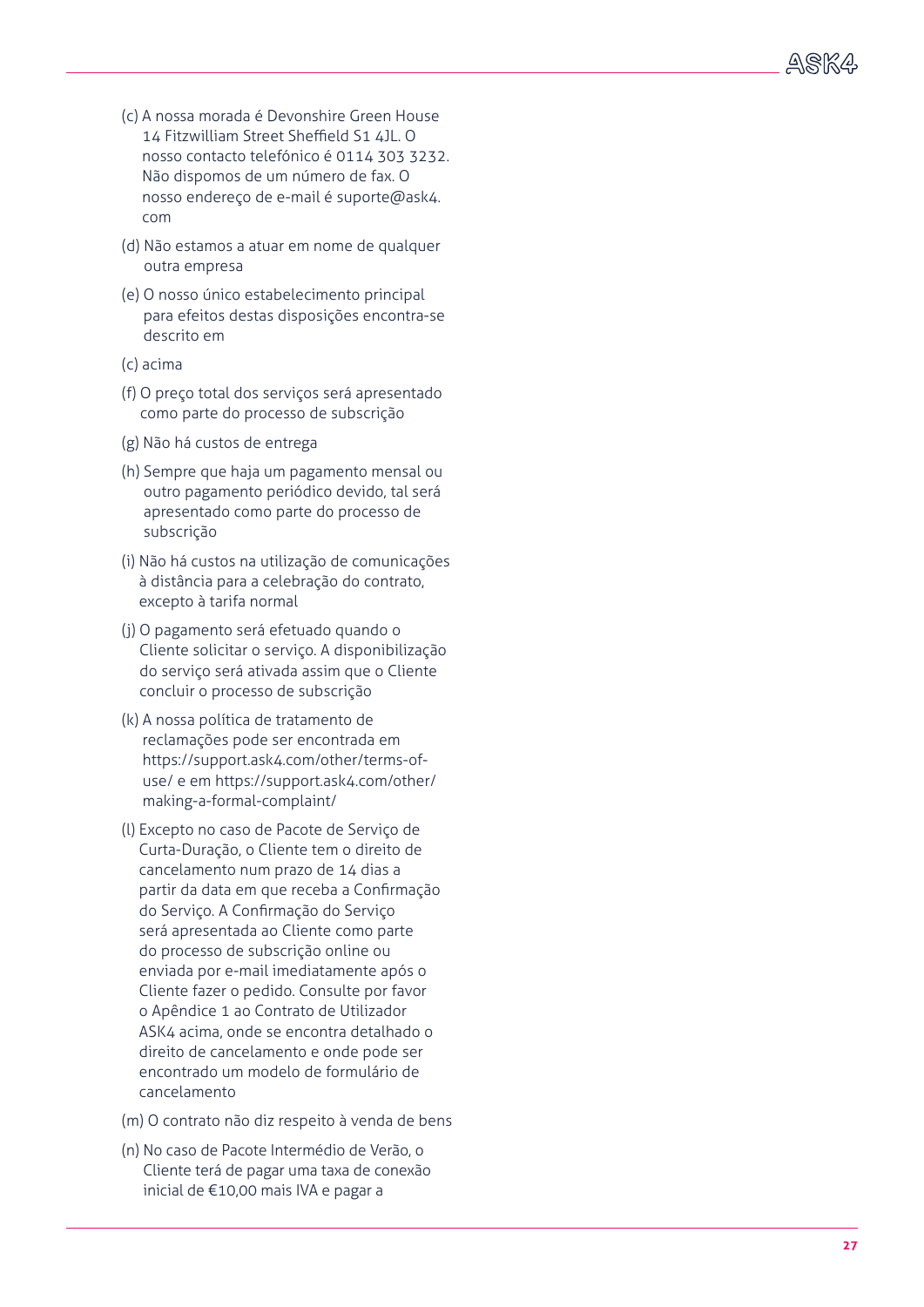(c) A nossa morada é Devonshire Green House 14 Fitzwilliam Street Sheffield S1 4JL. O nosso contacto telefónico é 0114 303 3232. Não dispomos de um número de fax. O nosso endereço de e-mail é suporte@ask4.com

(d) Não estamos a atuar em nome de qualquer outra empresa

(e) O nosso único estabelecimento principal para efeitos destas disposições encontra-se descrito em

(c) acima

(f) O preço total dos serviços será apresentado como parte do processo de subscrição

(g) Não há custos de entrega

(h) Sempre que haja um pagamento mensal ou outro pagamento periódico devido, tal será apresentado como parte do processo de subscrição

(i) Não há custos na utilização de comunicações à distância para a celebração do contrato, excepto à tarifa normal

(j) O pagamento será efetuado quando o Cliente solicitar o serviço. A disponibilização do serviço será ativada assim que o Cliente concluir o processo de subscrição

(k) A nossa política de tratamento de reclamações pode ser encontrada em https://support.ask4.com/other/terms-of-use/ e em https://support.ask4.com/other/making-a-formal-complaint/

(l) Excepto no caso de Pacote de Serviço de Curta-Duração, o Cliente tem o direito de cancelamento num prazo de 14 dias a partir da data em que receba a Confirmação do Serviço. A Confirmação do Serviço será apresentada ao Cliente como parte do processo de subscrição online ou enviada por e-mail imediatamente após o Cliente fazer o pedido. Consulte por favor o Apêndice 1 ao Contrato de Utilizador ASK4 acima, onde se encontra detalhado o direito de cancelamento e onde pode ser encontrado um modelo de formulário de cancelamento

(m) O contrato não diz respeito à venda de bens

(n) No caso de Pacote Intermédio de Verão, o Cliente terá de pagar uma taxa de conexão inicial de €10,00 mais IVA e pagar a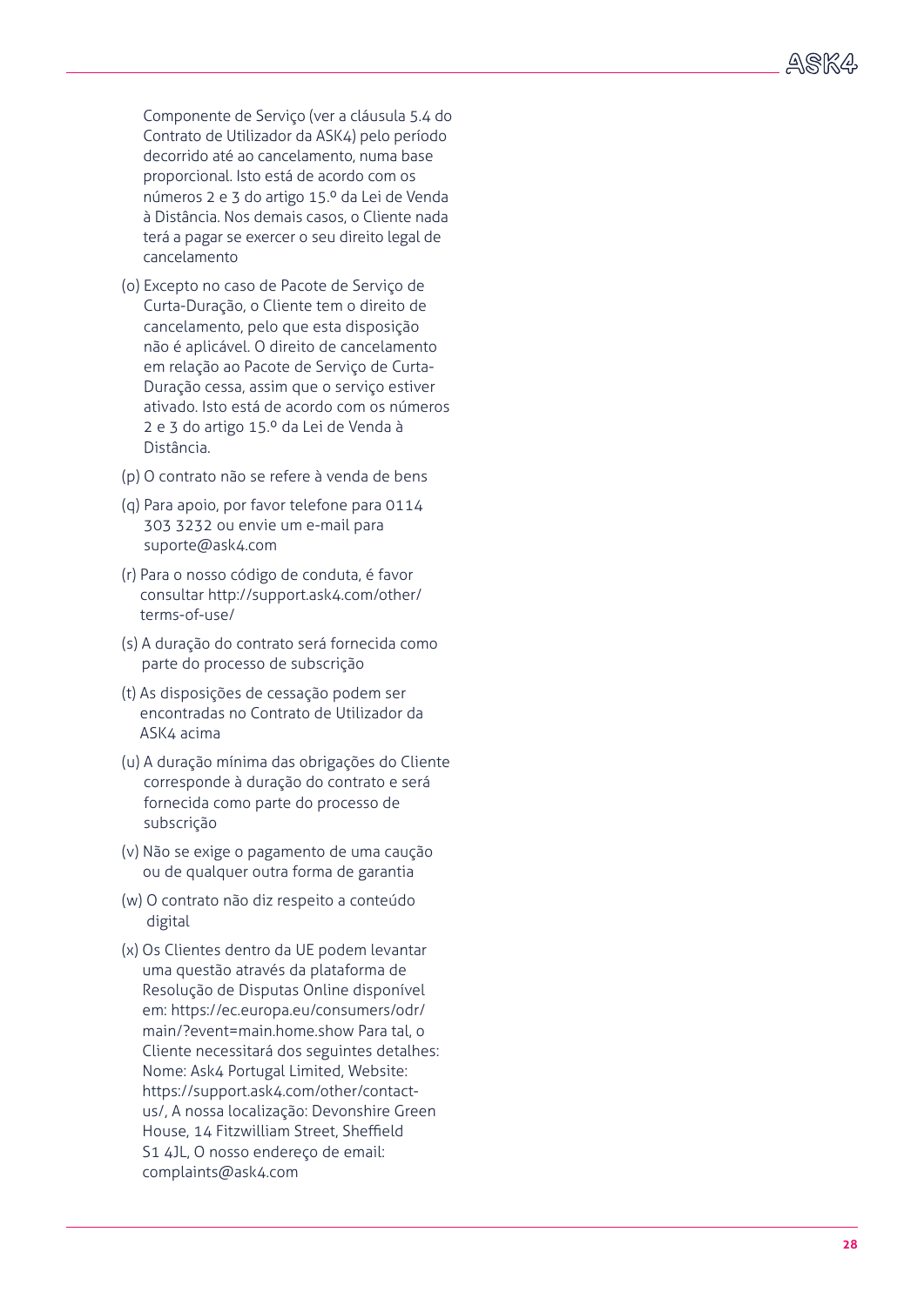Componente de Serviço (ver a cláusula 5.4 do Contrato de Utilizador da ASK4) pelo período decorrido até ao cancelamento, numa base proporcional. Isto está de acordo com os números 2 e 3 do artigo 15.º da Lei de Venda à Distância. Nos demais casos, o Cliente nada terá a pagar se exercer o seu direito legal de cancelamento

(o) Excepto no caso de Pacote de Serviço de Curta-Duração, o Cliente tem o direito de cancelamento, pelo que esta disposição não é aplicável. O direito de cancelamento em relação ao Pacote de Serviço de Curta-Duração cessa, assim que o serviço estiver ativado. Isto está de acordo com os números 2 e 3 do artigo 15.º da Lei de Venda à Distância.

(p) O contrato não se refere à venda de bens

(q) Para apoio, por favor telefone para 0114 303 3232 ou envie um e-mail para suporte@ask4.com

(r) Para o nosso código de conduta, é favor consultar http://support.ask4.com/other/terms-of-use/

(s) A duração do contrato será fornecida como parte do processo de subscrição

(t) As disposições de cessação podem ser encontradas no Contrato de Utilizador da ASK4 acima

(u) A duração mínima das obrigações do Cliente corresponde à duração do contrato e será fornecida como parte do processo de subscrição

(v) Não se exige o pagamento de uma caução ou de qualquer outra forma de garantia

(w) O contrato não diz respeito a conteúdo digital

(x) Os Clientes dentro da UE podem levantar uma questão através da plataforma de Resolução de Disputas Online disponível em: https://ec.europa.eu/consumers/odr/main/?event=main.home.show Para tal, o Cliente necessitará dos seguintes detalhes: Nome: Ask4 Portugal Limited, Website: https://support.ask4.com/other/contact-us/, A nossa localização: Devonshire Green House, 14 Fitzwilliam Street, Sheffield S1 4JL, O nosso endereço de email: complaints@ask4.com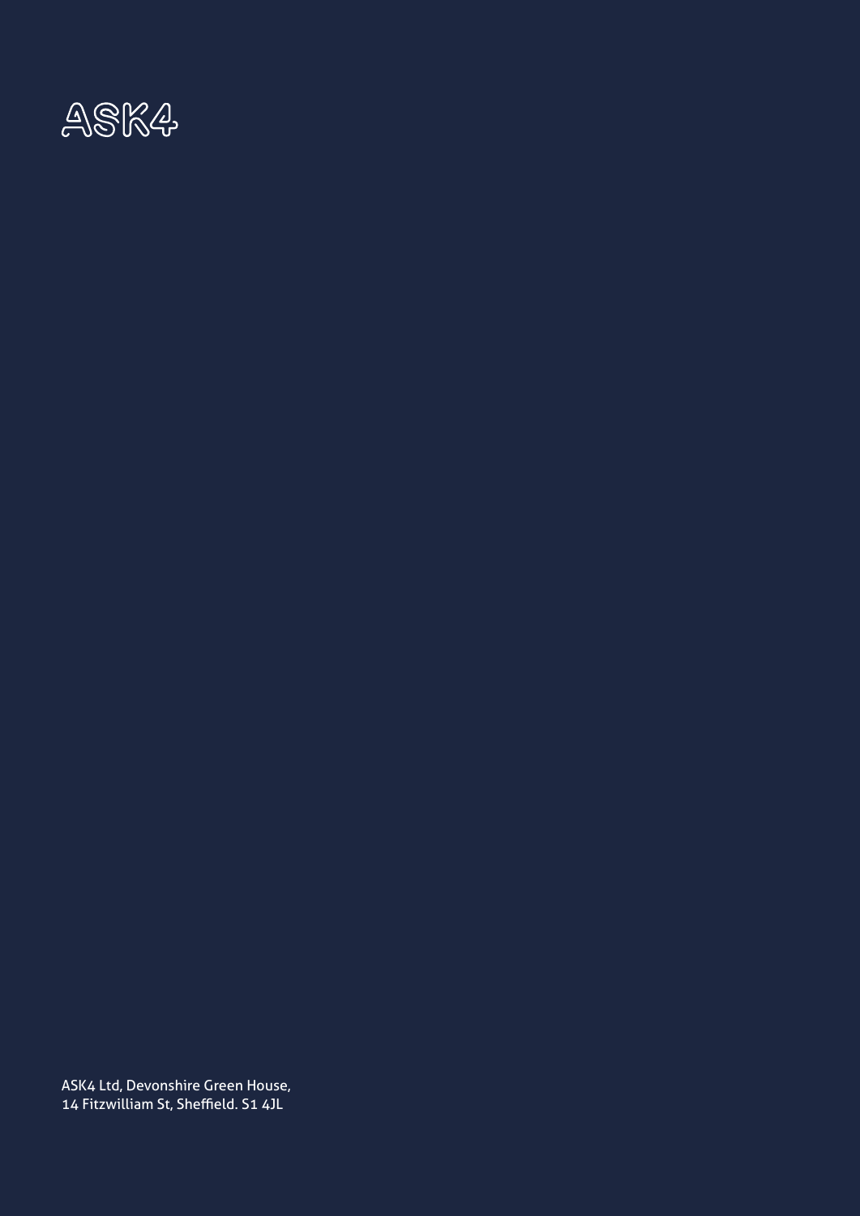ASK4

ASK4 Ltd, Devonshire Green House,
14 Fitzwilliam St, Sheffield. S1 4JL